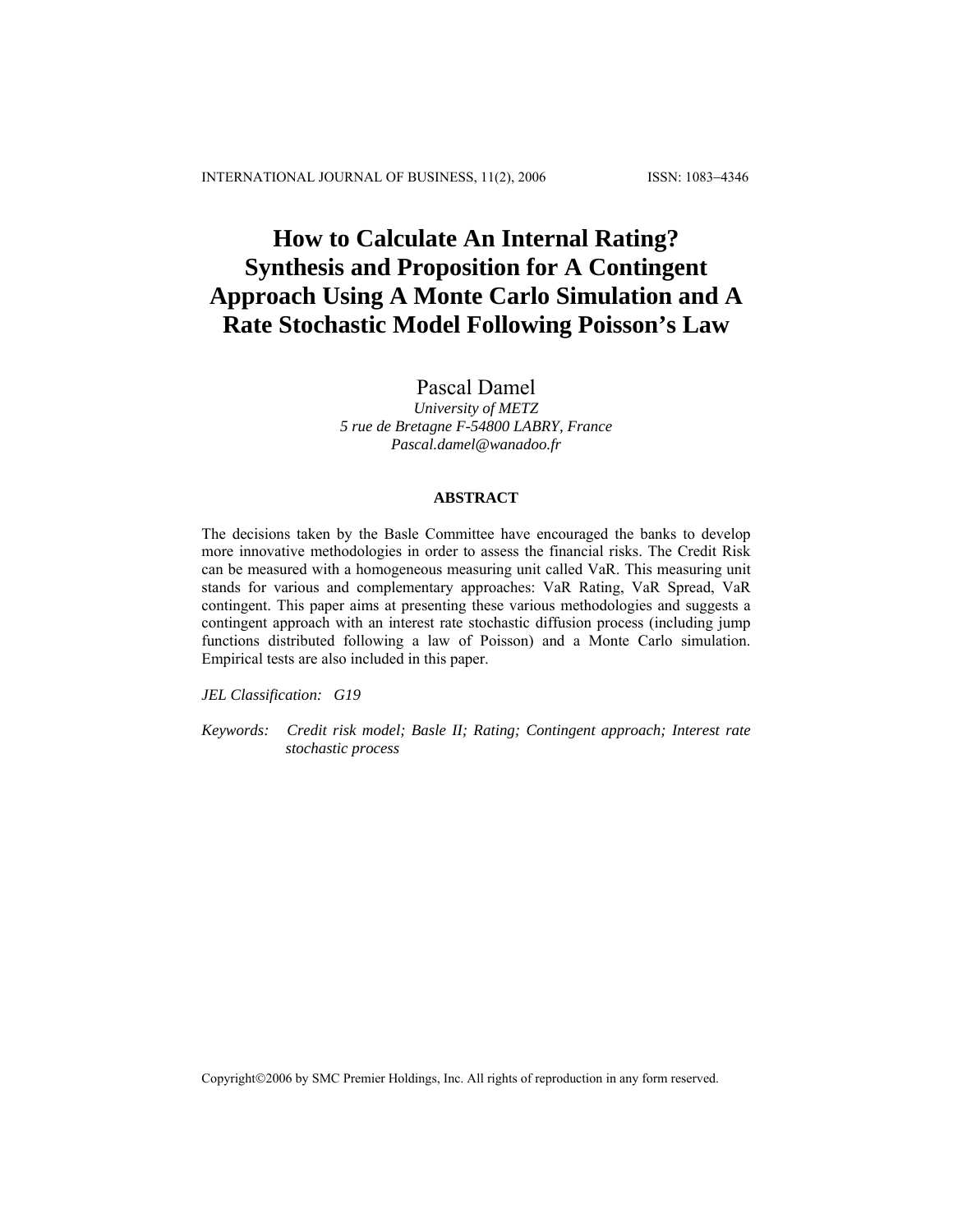# How to Calculate An Internal Rating? Synthesis and Proposition for A Contingent Approach Using A Monte Carlo Simulation and A Rate Stochastic Model Following Poisson's Law

Pascal Damel

*University of METZ*
*5 rue de Bretagne F-54800 LABRY, France*
*Pascal.damel@wanadoo.fr*

## ABSTRACT

The decisions taken by the Basle Committee have encouraged the banks to develop more innovative methodologies in order to assess the financial risks. The Credit Risk can be measured with a homogeneous measuring unit called VaR. This measuring unit stands for various and complementary approaches: VaR Rating, VaR Spread, VaR contingent. This paper aims at presenting these various methodologies and suggests a contingent approach with an interest rate stochastic diffusion process (including jump functions distributed following a law of Poisson) and a Monte Carlo simulation. Empirical tests are also included in this paper.

*JEL Classification:* *G19*

*Keywords:* *Credit risk model; Basle II; Rating; Contingent approach; Interest rate stochastic process*

Copyright©2006 by SMC Premier Holdings, Inc. All rights of reproduction in any form reserved.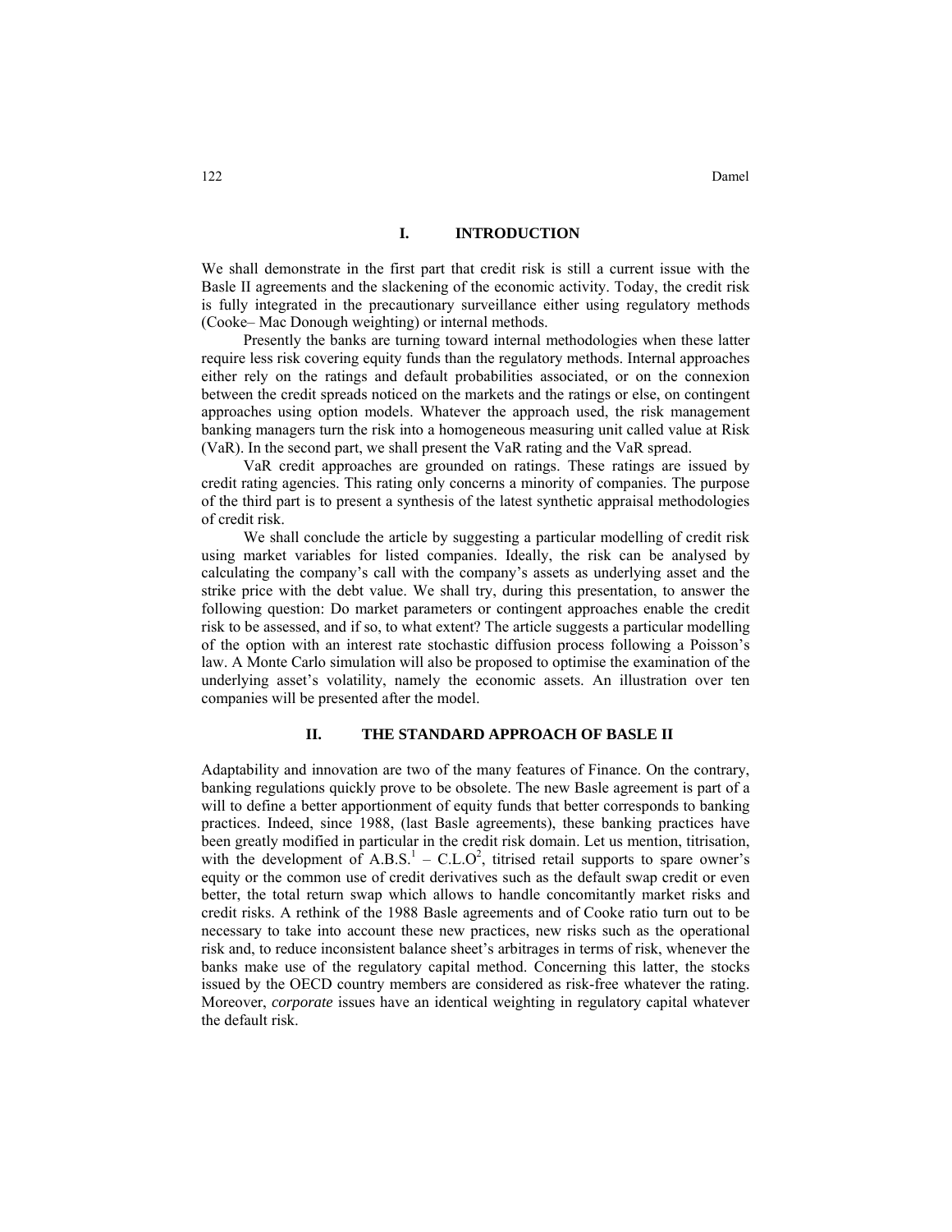## I. INTRODUCTION

We shall demonstrate in the first part that credit risk is still a current issue with the Basle II agreements and the slackening of the economic activity. Today, the credit risk is fully integrated in the precautionary surveillance either using regulatory methods (Cooke– Mac Donough weighting) or internal methods.

Presently the banks are turning toward internal methodologies when these latter require less risk covering equity funds than the regulatory methods. Internal approaches either rely on the ratings and default probabilities associated, or on the connexion between the credit spreads noticed on the markets and the ratings or else, on contingent approaches using option models. Whatever the approach used, the risk management banking managers turn the risk into a homogeneous measuring unit called value at Risk (VaR). In the second part, we shall present the VaR rating and the VaR spread.

VaR credit approaches are grounded on ratings. These ratings are issued by credit rating agencies. This rating only concerns a minority of companies. The purpose of the third part is to present a synthesis of the latest synthetic appraisal methodologies of credit risk.

We shall conclude the article by suggesting a particular modelling of credit risk using market variables for listed companies. Ideally, the risk can be analysed by calculating the company's call with the company's assets as underlying asset and the strike price with the debt value. We shall try, during this presentation, to answer the following question: Do market parameters or contingent approaches enable the credit risk to be assessed, and if so, to what extent? The article suggests a particular modelling of the option with an interest rate stochastic diffusion process following a Poisson's law. A Monte Carlo simulation will also be proposed to optimise the examination of the underlying asset's volatility, namely the economic assets. An illustration over ten companies will be presented after the model.

## II. THE STANDARD APPROACH OF BASLE II

Adaptability and innovation are two of the many features of Finance. On the contrary, banking regulations quickly prove to be obsolete. The new Basle agreement is part of a will to define a better apportionment of equity funds that better corresponds to banking practices. Indeed, since 1988, (last Basle agreements), these banking practices have been greatly modified in particular in the credit risk domain. Let us mention, titrisation, with the development of A.B.S.[1] – C.L.O[2], titrised retail supports to spare owner's equity or the common use of credit derivatives such as the default swap credit or even better, the total return swap which allows to handle concomitantly market risks and credit risks. A rethink of the 1988 Basle agreements and of Cooke ratio turn out to be necessary to take into account these new practices, new risks such as the operational risk and, to reduce inconsistent balance sheet's arbitrages in terms of risk, whenever the banks make use of the regulatory capital method. Concerning this latter, the stocks issued by the OECD country members are considered as risk-free whatever the rating. Moreover, *corporate* issues have an identical weighting in regulatory capital whatever the default risk.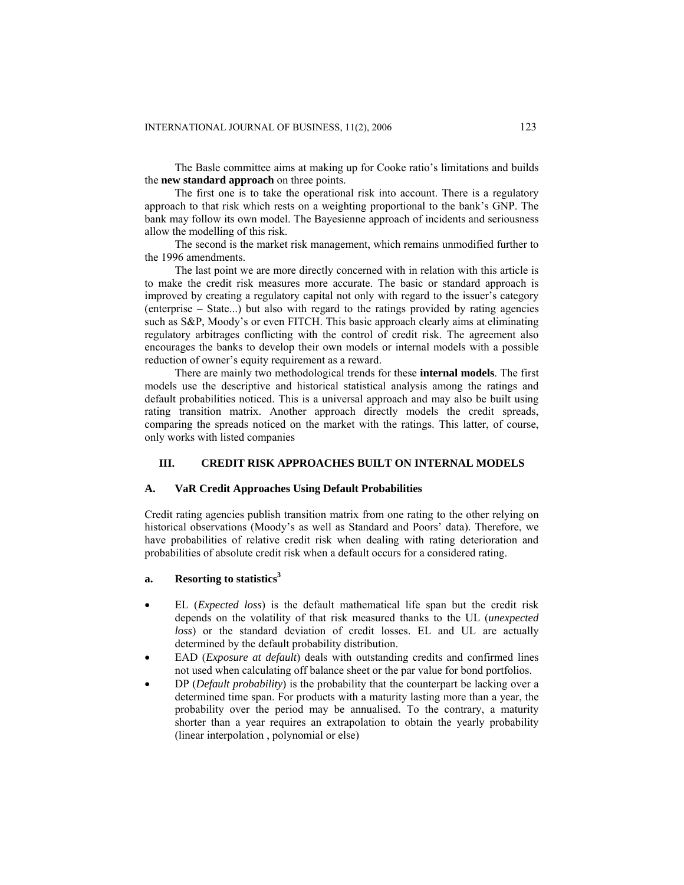The Basle committee aims at making up for Cooke ratio's limitations and builds the **new standard approach** on three points.

The first one is to take the operational risk into account. There is a regulatory approach to that risk which rests on a weighting proportional to the bank's GNP. The bank may follow its own model. The Bayesienne approach of incidents and seriousness allow the modelling of this risk.

The second is the market risk management, which remains unmodified further to the 1996 amendments.

The last point we are more directly concerned with in relation with this article is to make the credit risk measures more accurate. The basic or standard approach is improved by creating a regulatory capital not only with regard to the issuer's category (enterprise – State...) but also with regard to the ratings provided by rating agencies such as S&P, Moody's or even FITCH. This basic approach clearly aims at eliminating regulatory arbitrages conflicting with the control of credit risk. The agreement also encourages the banks to develop their own models or internal models with a possible reduction of owner's equity requirement as a reward.

There are mainly two methodological trends for these **internal models**. The first models use the descriptive and historical statistical analysis among the ratings and default probabilities noticed. This is a universal approach and may also be built using rating transition matrix. Another approach directly models the credit spreads, comparing the spreads noticed on the market with the ratings. This latter, of course, only works with listed companies

## III. CREDIT RISK APPROACHES BUILT ON INTERNAL MODELS

### A. VaR Credit Approaches Using Default Probabilities

Credit rating agencies publish transition matrix from one rating to the other relying on historical observations (Moody's as well as Standard and Poors' data). Therefore, we have probabilities of relative credit risk when dealing with rating deterioration and probabilities of absolute credit risk when a default occurs for a considered rating.

#### a. Resorting to statistics[3]

- EL (*Expected loss*) is the default mathematical life span but the credit risk depends on the volatility of that risk measured thanks to the UL (*unexpected loss*) or the standard deviation of credit losses. EL and UL are actually determined by the default probability distribution.
- EAD (*Exposure at default*) deals with outstanding credits and confirmed lines not used when calculating off balance sheet or the par value for bond portfolios.
- DP (*Default probability*) is the probability that the counterpart be lacking over a determined time span. For products with a maturity lasting more than a year, the probability over the period may be annualised. To the contrary, a maturity shorter than a year requires an extrapolation to obtain the yearly probability (linear interpolation , polynomial or else)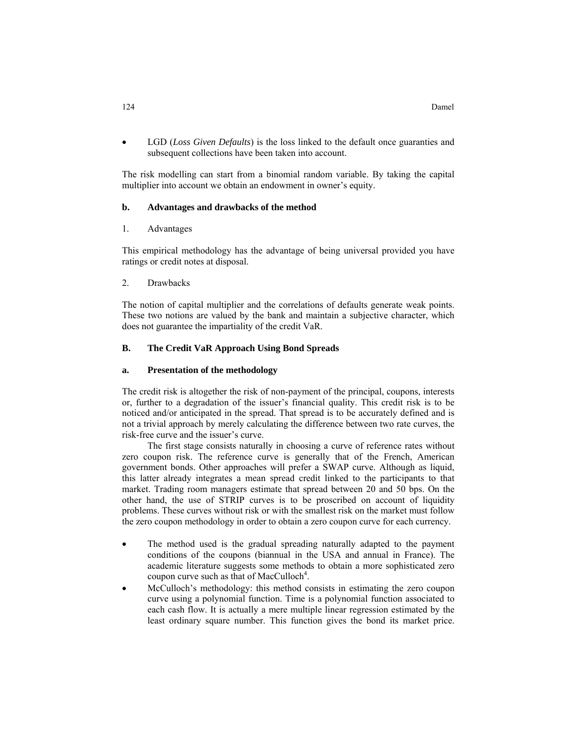- LGD (*Loss Given Defaults*) is the loss linked to the default once guaranties and subsequent collections have been taken into account.

The risk modelling can start from a binomial random variable. By taking the capital multiplier into account we obtain an endowment in owner's equity.

### b. Advantages and drawbacks of the method

1. Advantages

This empirical methodology has the advantage of being universal provided you have ratings or credit notes at disposal.

2. Drawbacks

The notion of capital multiplier and the correlations of defaults generate weak points. These two notions are valued by the bank and maintain a subjective character, which does not guarantee the impartiality of the credit VaR.

## B. The Credit VaR Approach Using Bond Spreads

### a. Presentation of the methodology

The credit risk is altogether the risk of non-payment of the principal, coupons, interests or, further to a degradation of the issuer's financial quality. This credit risk is to be noticed and/or anticipated in the spread. That spread is to be accurately defined and is not a trivial approach by merely calculating the difference between two rate curves, the risk-free curve and the issuer's curve.

The first stage consists naturally in choosing a curve of reference rates without zero coupon risk. The reference curve is generally that of the French, American government bonds. Other approaches will prefer a SWAP curve. Although as liquid, this latter already integrates a mean spread credit linked to the participants to that market. Trading room managers estimate that spread between 20 and 50 bps. On the other hand, the use of STRIP curves is to be proscribed on account of liquidity problems. These curves without risk or with the smallest risk on the market must follow the zero coupon methodology in order to obtain a zero coupon curve for each currency.

- The method used is the gradual spreading naturally adapted to the payment conditions of the coupons (biannual in the USA and annual in France). The academic literature suggests some methods to obtain a more sophisticated zero coupon curve such as that of MacCulloch[4].
- McCulloch's methodology: this method consists in estimating the zero coupon curve using a polynomial function. Time is a polynomial function associated to each cash flow. It is actually a mere multiple linear regression estimated by the least ordinary square number. This function gives the bond its market price.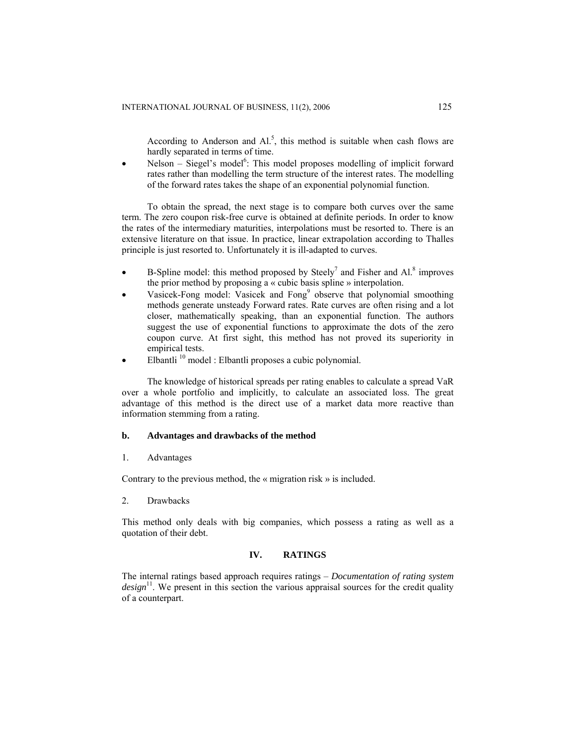According to Anderson and Al.[5], this method is suitable when cash flows are hardly separated in terms of time.

- Nelson – Siegel's model[6]: This model proposes modelling of implicit forward rates rather than modelling the term structure of the interest rates. The modelling of the forward rates takes the shape of an exponential polynomial function.

To obtain the spread, the next stage is to compare both curves over the same term. The zero coupon risk-free curve is obtained at definite periods. In order to know the rates of the intermediary maturities, interpolations must be resorted to. There is an extensive literature on that issue. In practice, linear extrapolation according to Thalles principle is just resorted to. Unfortunately it is ill-adapted to curves.

- B-Spline model: this method proposed by Steely[7] and Fisher and Al.[8] improves the prior method by proposing a « cubic basis spline » interpolation.
- Vasicek-Fong model: Vasicek and Fong[9] observe that polynomial smoothing methods generate unsteady Forward rates. Rate curves are often rising and a lot closer, mathematically speaking, than an exponential function. The authors suggest the use of exponential functions to approximate the dots of the zero coupon curve. At first sight, this method has not proved its superiority in empirical tests.
- Elbantli [10] model : Elbantli proposes a cubic polynomial.

The knowledge of historical spreads per rating enables to calculate a spread VaR over a whole portfolio and implicitly, to calculate an associated loss. The great advantage of this method is the direct use of a market data more reactive than information stemming from a rating.

### b. Advantages and drawbacks of the method

1. Advantages

Contrary to the previous method, the « migration risk » is included.

2. Drawbacks

This method only deals with big companies, which possess a rating as well as a quotation of their debt.

## IV. RATINGS

The internal ratings based approach requires ratings – *Documentation of rating system design*[11]. We present in this section the various appraisal sources for the credit quality of a counterpart.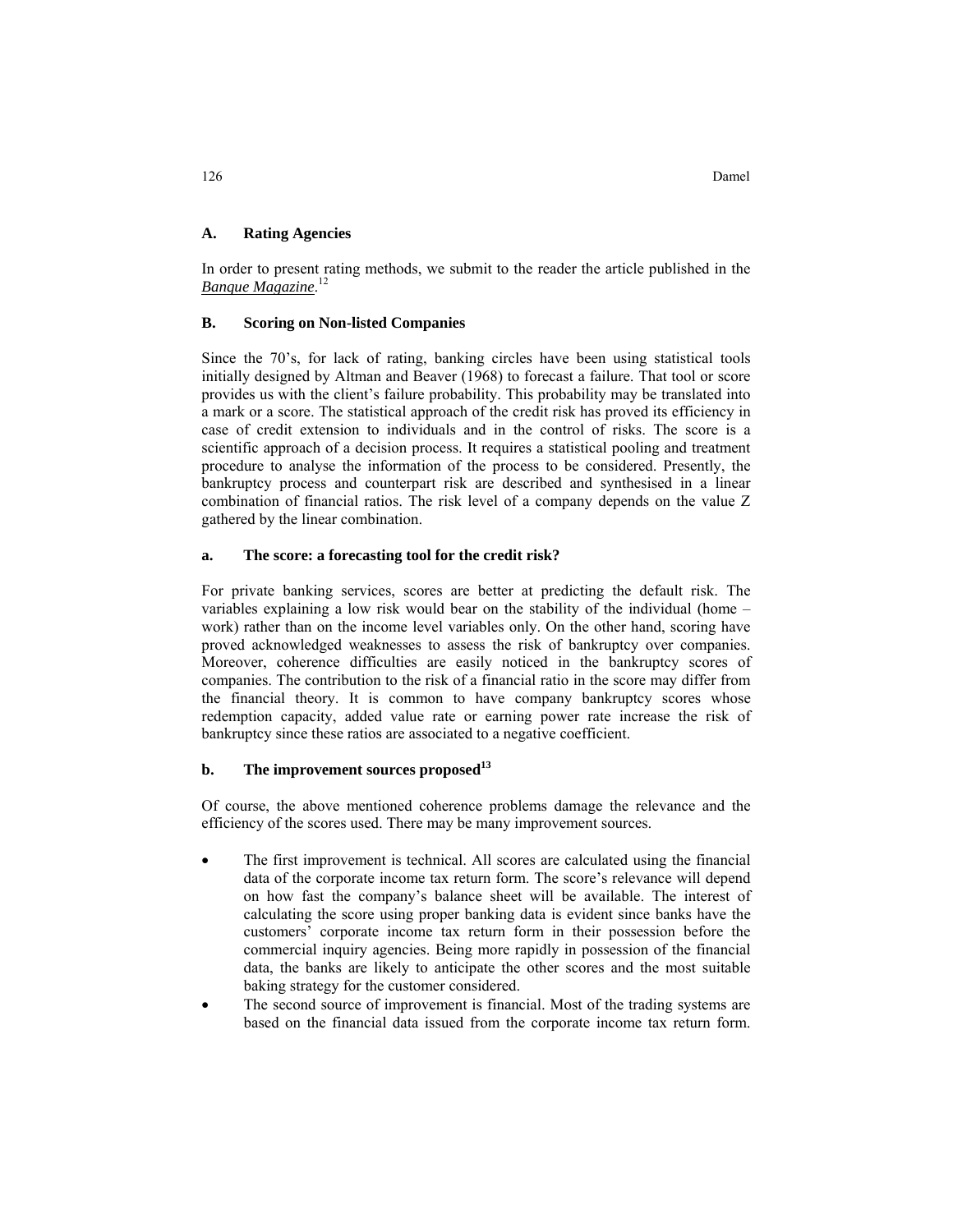### A. Rating Agencies

In order to present rating methods, we submit to the reader the article published in the *Banque Magazine*.[12]

### B. Scoring on Non-listed Companies

Since the 70's, for lack of rating, banking circles have been using statistical tools initially designed by Altman and Beaver (1968) to forecast a failure. That tool or score provides us with the client's failure probability. This probability may be translated into a mark or a score. The statistical approach of the credit risk has proved its efficiency in case of credit extension to individuals and in the control of risks. The score is a scientific approach of a decision process. It requires a statistical pooling and treatment procedure to analyse the information of the process to be considered. Presently, the bankruptcy process and counterpart risk are described and synthesised in a linear combination of financial ratios. The risk level of a company depends on the value Z gathered by the linear combination.

#### a. The score: a forecasting tool for the credit risk?

For private banking services, scores are better at predicting the default risk. The variables explaining a low risk would bear on the stability of the individual (home – work) rather than on the income level variables only. On the other hand, scoring have proved acknowledged weaknesses to assess the risk of bankruptcy over companies. Moreover, coherence difficulties are easily noticed in the bankruptcy scores of companies. The contribution to the risk of a financial ratio in the score may differ from the financial theory. It is common to have company bankruptcy scores whose redemption capacity, added value rate or earning power rate increase the risk of bankruptcy since these ratios are associated to a negative coefficient.

#### b. The improvement sources proposed[13]

Of course, the above mentioned coherence problems damage the relevance and the efficiency of the scores used. There may be many improvement sources.

- The first improvement is technical. All scores are calculated using the financial data of the corporate income tax return form. The score's relevance will depend on how fast the company's balance sheet will be available. The interest of calculating the score using proper banking data is evident since banks have the customers' corporate income tax return form in their possession before the commercial inquiry agencies. Being more rapidly in possession of the financial data, the banks are likely to anticipate the other scores and the most suitable baking strategy for the customer considered.
- The second source of improvement is financial. Most of the trading systems are based on the financial data issued from the corporate income tax return form.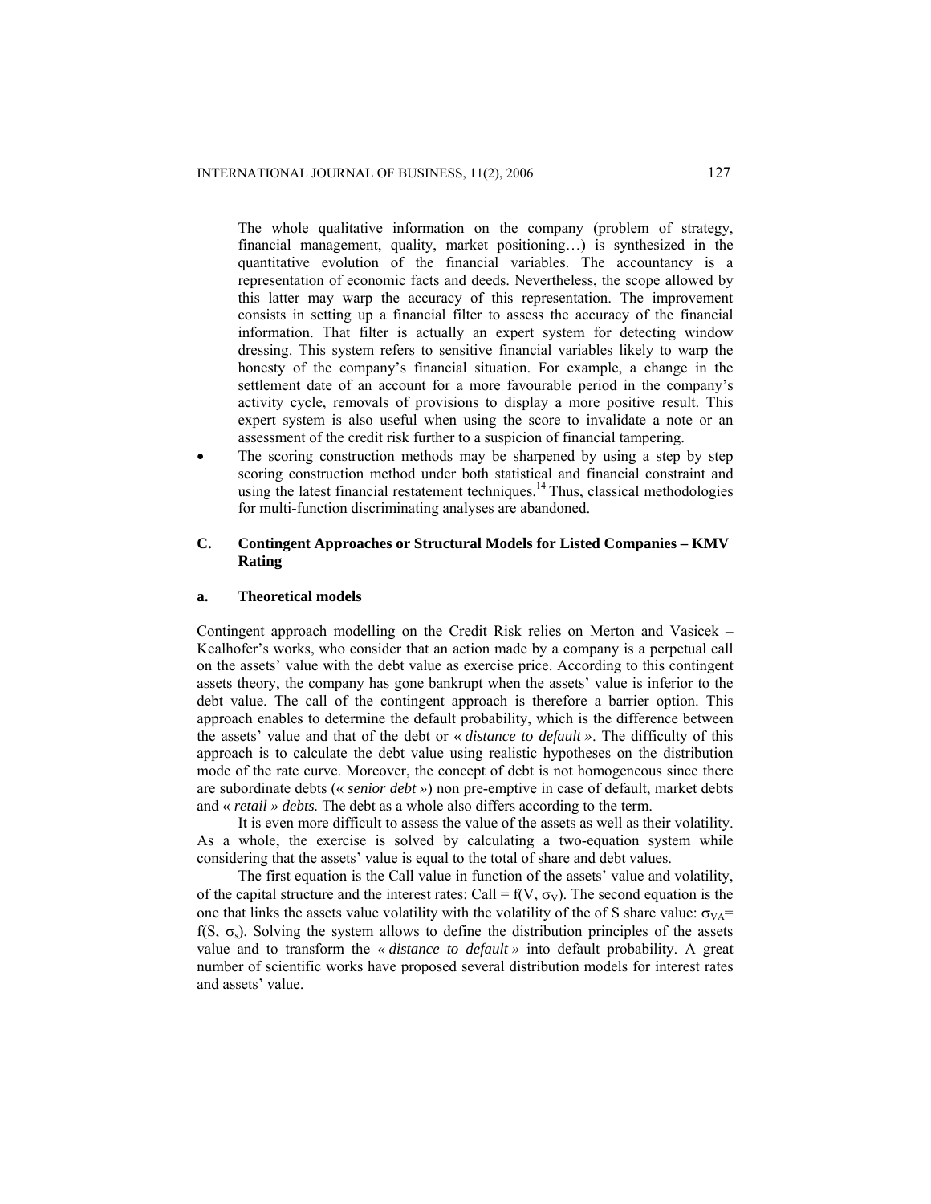The whole qualitative information on the company (problem of strategy, financial management, quality, market positioning…) is synthesized in the quantitative evolution of the financial variables. The accountancy is a representation of economic facts and deeds. Nevertheless, the scope allowed by this latter may warp the accuracy of this representation. The improvement consists in setting up a financial filter to assess the accuracy of the financial information. That filter is actually an expert system for detecting window dressing. This system refers to sensitive financial variables likely to warp the honesty of the company's financial situation. For example, a change in the settlement date of an account for a more favourable period in the company's activity cycle, removals of provisions to display a more positive result. This expert system is also useful when using the score to invalidate a note or an assessment of the credit risk further to a suspicion of financial tampering.

- The scoring construction methods may be sharpened by using a step by step scoring construction method under both statistical and financial constraint and using the latest financial restatement techniques.[14] Thus, classical methodologies for multi-function discriminating analyses are abandoned.

### C. Contingent Approaches or Structural Models for Listed Companies – KMV Rating

#### a. Theoretical models

Contingent approach modelling on the Credit Risk relies on Merton and Vasicek – Kealhofer's works, who consider that an action made by a company is a perpetual call on the assets' value with the debt value as exercise price. According to this contingent assets theory, the company has gone bankrupt when the assets' value is inferior to the debt value. The call of the contingent approach is therefore a barrier option. This approach enables to determine the default probability, which is the difference between the assets' value and that of the debt or « *distance to default »*. The difficulty of this approach is to calculate the debt value using realistic hypotheses on the distribution mode of the rate curve. Moreover, the concept of debt is not homogeneous since there are subordinate debts (« *senior debt »*) non pre-emptive in case of default, market debts and « *retail » debts.* The debt as a whole also differs according to the term.

It is even more difficult to assess the value of the assets as well as their volatility. As a whole, the exercise is solved by calculating a two-equation system while considering that the assets' value is equal to the total of share and debt values.

The first equation is the Call value in function of the assets' value and volatility, of the capital structure and the interest rates: Call = $f(V, \sigma_V)$. The second equation is the one that links the assets value volatility with the volatility of the of S share value: $\sigma_{VA} = f(S, \sigma_s)$. Solving the system allows to define the distribution principles of the assets value and to transform the *« distance to default »* into default probability. A great number of scientific works have proposed several distribution models for interest rates and assets' value.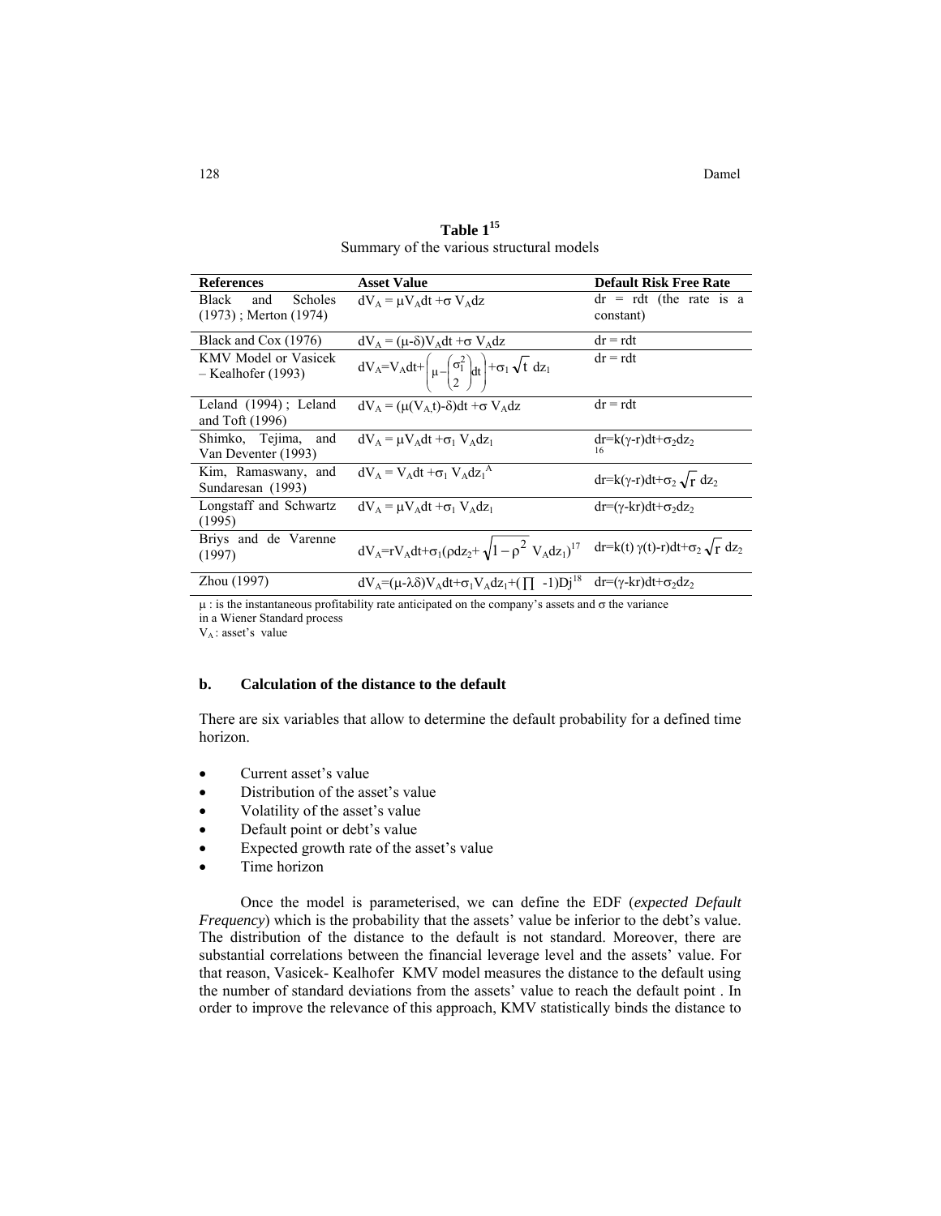**Table 1**[15]

Summary of the various structural models

| References | Asset Value | Default Risk Free Rate |
|---|---|---|
| Black and Scholes (1973) ; Merton (1974) | $dV_A = \mu V_A dt + \sigma V_A dz$ | $dr = rdt$ (the rate is a constant) |
| Black and Cox (1976) | $dV_A = (\mu - \delta) V_A dt + \sigma V_A dz$ | $dr = rdt$ |
| KMV Model or Vasicek – Kealhofer (1993) | $dV_A = V_A dt + \left(\mu - \left(\frac{\sigma_1^2}{2}\right) dt\right) + \sigma_1 \sqrt{t}\, dz_1$ | $dr = rdt$ |
| Leland (1994) ; Leland and Toft (1996) | $dV_A = (\mu(V_A, t) - \delta) dt + \sigma V_A dz$ | $dr = rdt$ |
| Shimko, Tejima, and Van Deventer (1993) | $dV_A = \mu V_A dt + \sigma_1 V_A dz_1$ | $dr = k(\gamma - r) dt + \sigma_2 dz_2$ [16] |
| Kim, Ramaswany, and Sundaresan (1993) | $dV_A = V_A dt + \sigma_1 V_A dz_1{}^A$ | $dr = k(\gamma - r) dt + \sigma_2 \sqrt{r}\, dz_2$ |
| Longstaff and Schwartz (1995) | $dV_A = \mu V_A dt + \sigma_1 V_A dz_1$ | $dr = (\gamma - kr) dt + \sigma_2 dz_2$ |
| Briys and de Varenne (1997) | $dV_A = rV_A dt + \sigma_1 (\rho dz_2 + \sqrt{1 - \rho^2}\ V_A dz_1)$ [17] | $dr = k(t)\, \gamma(t) - r) dt + \sigma_2 \sqrt{r}\, dz_2$ |
| Zhou (1997) | $dV_A = (\mu - \lambda \delta) V_A dt + \sigma_1 V_A dz_1 + (\prod -1) Dj$ [18] | $dr = (\gamma - kr) dt + \sigma_2 dz_2$ |

$\mu$ : is the instantaneous profitability rate anticipated on the company's assets and $\sigma$ the variance in a Wiener Standard process

$V_A$ : asset's value

### b. Calculation of the distance to the default

There are six variables that allow to determine the default probability for a defined time horizon.

- Current asset's value
- Distribution of the asset's value
- Volatility of the asset's value
- Default point or debt's value
- Expected growth rate of the asset's value
- Time horizon

Once the model is parameterised, we can define the EDF (*expected Default Frequency*) which is the probability that the assets' value be inferior to the debt's value. The distribution of the distance to the default is not standard. Moreover, there are substantial correlations between the financial leverage level and the assets' value. For that reason, Vasicek- Kealhofer KMV model measures the distance to the default using the number of standard deviations from the assets' value to reach the default point . In order to improve the relevance of this approach, KMV statistically binds the distance to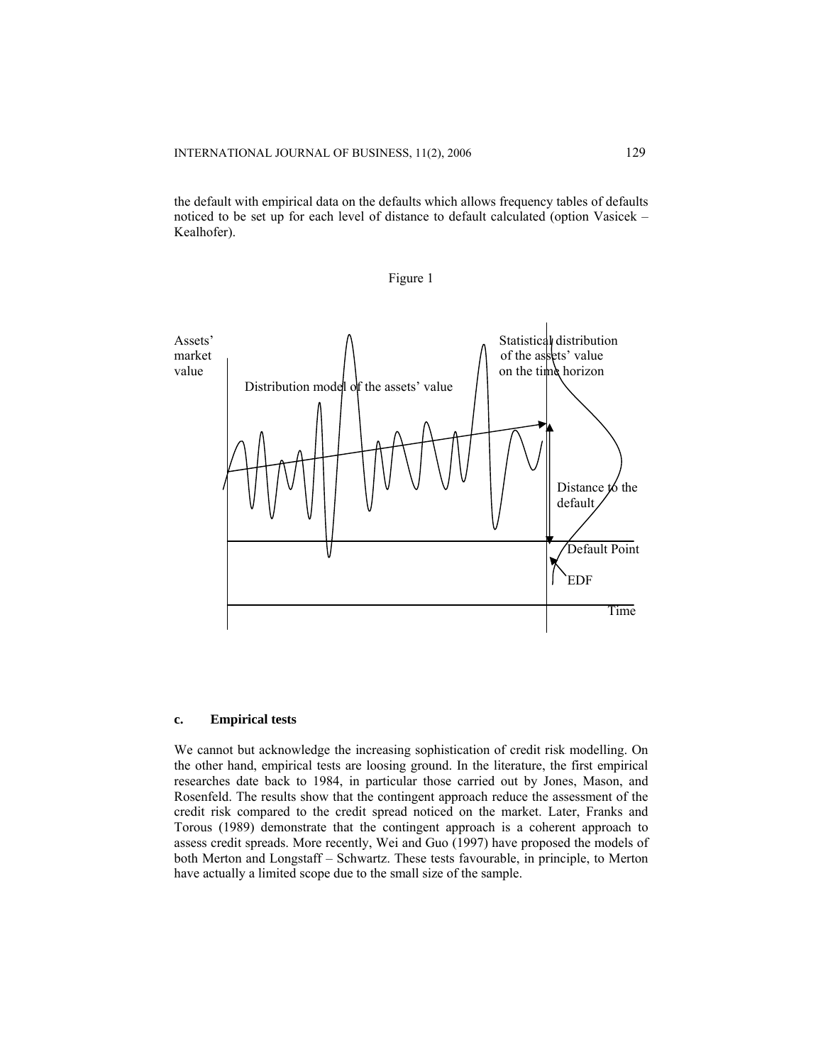the default with empirical data on the defaults which allows frequency tables of defaults noticed to be set up for each level of distance to default calculated (option Vasicek – Kealhofer).

Figure 1

Assets' market value

Distribution model of the assets' value

Statistical distribution of the assets' value on the time horizon

Distance to the default

Default Point

EDF

Time

### c. Empirical tests

We cannot but acknowledge the increasing sophistication of credit risk modelling. On the other hand, empirical tests are loosing ground. In the literature, the first empirical researches date back to 1984, in particular those carried out by Jones, Mason, and Rosenfeld. The results show that the contingent approach reduce the assessment of the credit risk compared to the credit spread noticed on the market. Later, Franks and Torous (1989) demonstrate that the contingent approach is a coherent approach to assess credit spreads. More recently, Wei and Guo (1997) have proposed the models of both Merton and Longstaff – Schwartz. These tests favourable, in principle, to Merton have actually a limited scope due to the small size of the sample.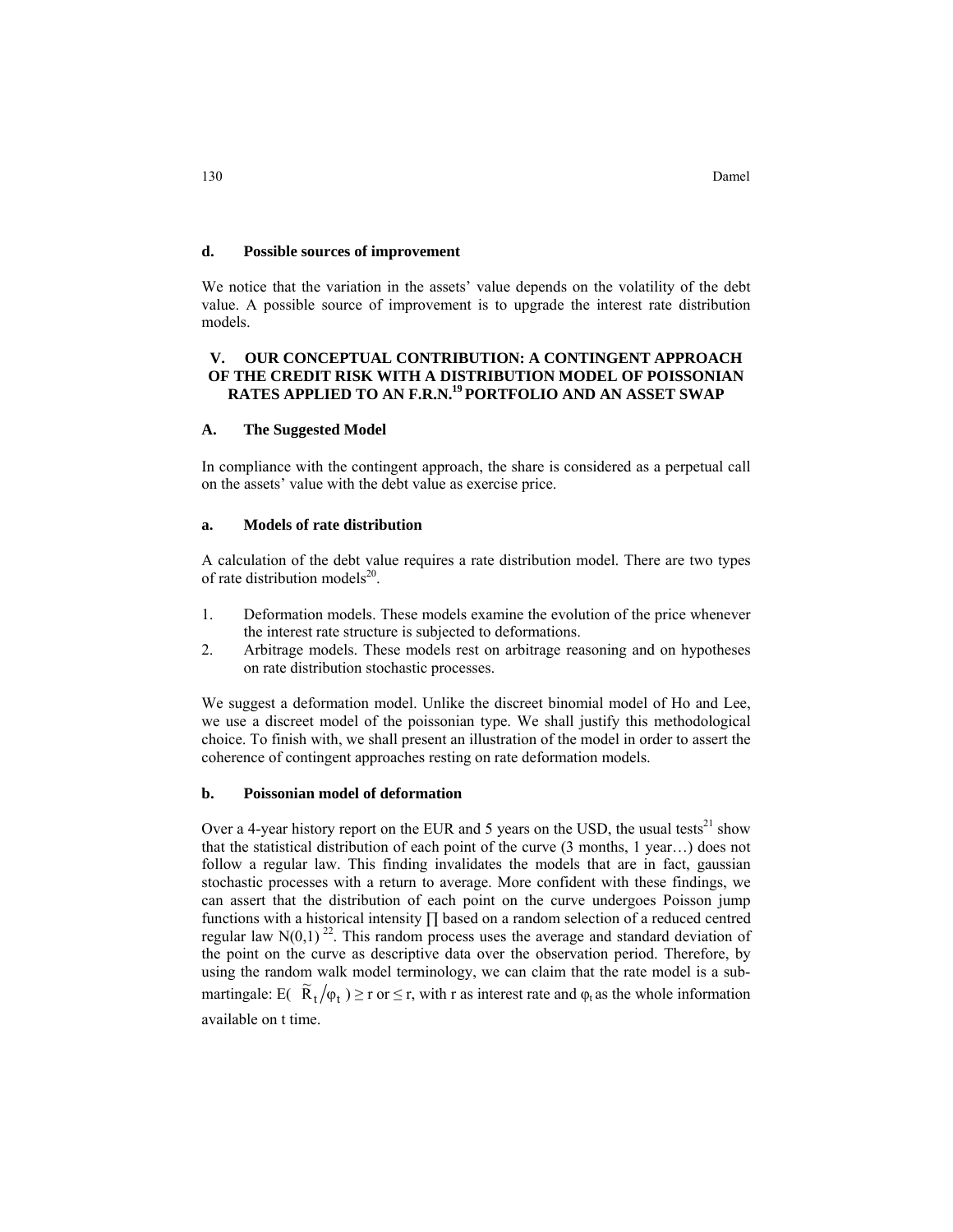### d. Possible sources of improvement

We notice that the variation in the assets' value depends on the volatility of the debt value. A possible source of improvement is to upgrade the interest rate distribution models.

## V. OUR CONCEPTUAL CONTRIBUTION: A CONTINGENT APPROACH OF THE CREDIT RISK WITH A DISTRIBUTION MODEL OF POISSONIAN RATES APPLIED TO AN F.R.N.[19] PORTFOLIO AND AN ASSET SWAP

### A. The Suggested Model

In compliance with the contingent approach, the share is considered as a perpetual call on the assets' value with the debt value as exercise price.

### a. Models of rate distribution

A calculation of the debt value requires a rate distribution model. There are two types of rate distribution models[20].

1. Deformation models. These models examine the evolution of the price whenever the interest rate structure is subjected to deformations.
2. Arbitrage models. These models rest on arbitrage reasoning and on hypotheses on rate distribution stochastic processes.

We suggest a deformation model. Unlike the discreet binomial model of Ho and Lee, we use a discreet model of the poissonian type. We shall justify this methodological choice. To finish with, we shall present an illustration of the model in order to assert the coherence of contingent approaches resting on rate deformation models.

### b. Poissonian model of deformation

Over a 4-year history report on the EUR and 5 years on the USD, the usual tests[21] show that the statistical distribution of each point of the curve (3 months, 1 year…) does not follow a regular law. This finding invalidates the models that are in fact, gaussian stochastic processes with a return to average. More confident with these findings, we can assert that the distribution of each point on the curve undergoes Poisson jump functions with a historical intensity $\prod$ based on a random selection of a reduced centred regular law N(0,1)[22]. This random process uses the average and standard deviation of the point on the curve as descriptive data over the observation period. Therefore, by using the random walk model terminology, we can claim that the rate model is a sub-martingale: $E(\tilde{R}_t / \varphi_t) \geq r$ or $\leq r$, with r as interest rate and $\varphi_t$ as the whole information available on t time.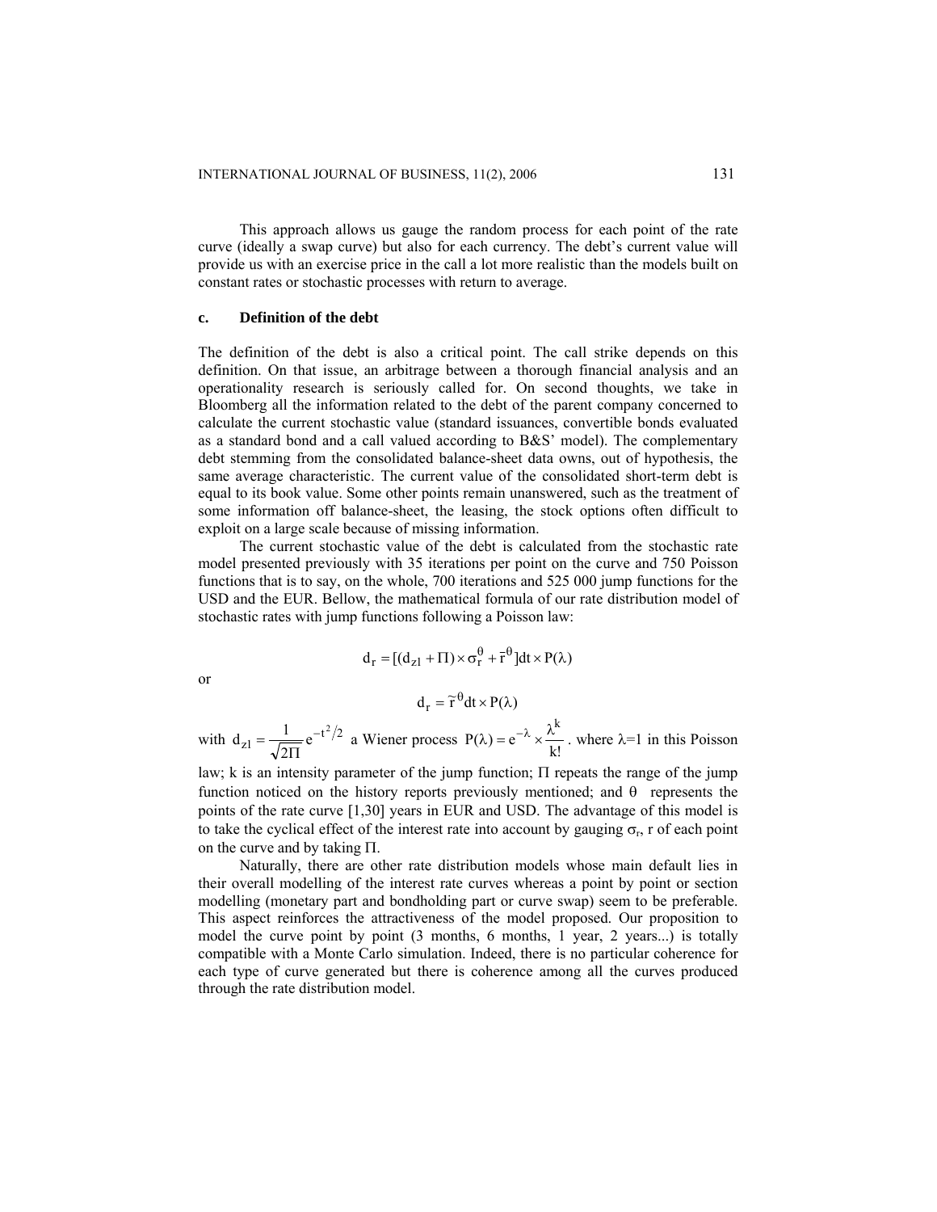This approach allows us gauge the random process for each point of the rate curve (ideally a swap curve) but also for each currency. The debt's current value will provide us with an exercise price in the call a lot more realistic than the models built on constant rates or stochastic processes with return to average.

### c. Definition of the debt

The definition of the debt is also a critical point. The call strike depends on this definition. On that issue, an arbitrage between a thorough financial analysis and an operationality research is seriously called for. On second thoughts, we take in Bloomberg all the information related to the debt of the parent company concerned to calculate the current stochastic value (standard issuances, convertible bonds evaluated as a standard bond and a call valued according to B&S' model). The complementary debt stemming from the consolidated balance-sheet data owns, out of hypothesis, the same average characteristic. The current value of the consolidated short-term debt is equal to its book value. Some other points remain unanswered, such as the treatment of some information off balance-sheet, the leasing, the stock options often difficult to exploit on a large scale because of missing information.

The current stochastic value of the debt is calculated from the stochastic rate model presented previously with 35 iterations per point on the curve and 750 Poisson functions that is to say, on the whole, 700 iterations and 525 000 jump functions for the USD and the EUR. Bellow, the mathematical formula of our rate distribution model of stochastic rates with jump functions following a Poisson law:

$$d_r = [(d_{z1} + \Pi) \times \sigma_r^{\theta} + \bar{r}^{\theta}]dt \times P(\lambda)$$

or

$$d_r = \tilde{r}^{\theta} dt \times P(\lambda)$$

with $d_{z1} = \frac{1}{\sqrt{2\Pi}} e^{-t^2/2}$ a Wiener process $P(\lambda) = e^{-\lambda} \times \frac{\lambda^k}{k!}$. where $\lambda$=1 in this Poisson law; k is an intensity parameter of the jump function; $\Pi$ repeats the range of the jump function noticed on the history reports previously mentioned; and $\theta$ represents the points of the rate curve [1,30] years in EUR and USD. The advantage of this model is to take the cyclical effect of the interest rate into account by gauging $\sigma_r$, r of each point on the curve and by taking $\Pi$.

Naturally, there are other rate distribution models whose main default lies in their overall modelling of the interest rate curves whereas a point by point or section modelling (monetary part and bondholding part or curve swap) seem to be preferable. This aspect reinforces the attractiveness of the model proposed. Our proposition to model the curve point by point (3 months, 6 months, 1 year, 2 years...) is totally compatible with a Monte Carlo simulation. Indeed, there is no particular coherence for each type of curve generated but there is coherence among all the curves produced through the rate distribution model.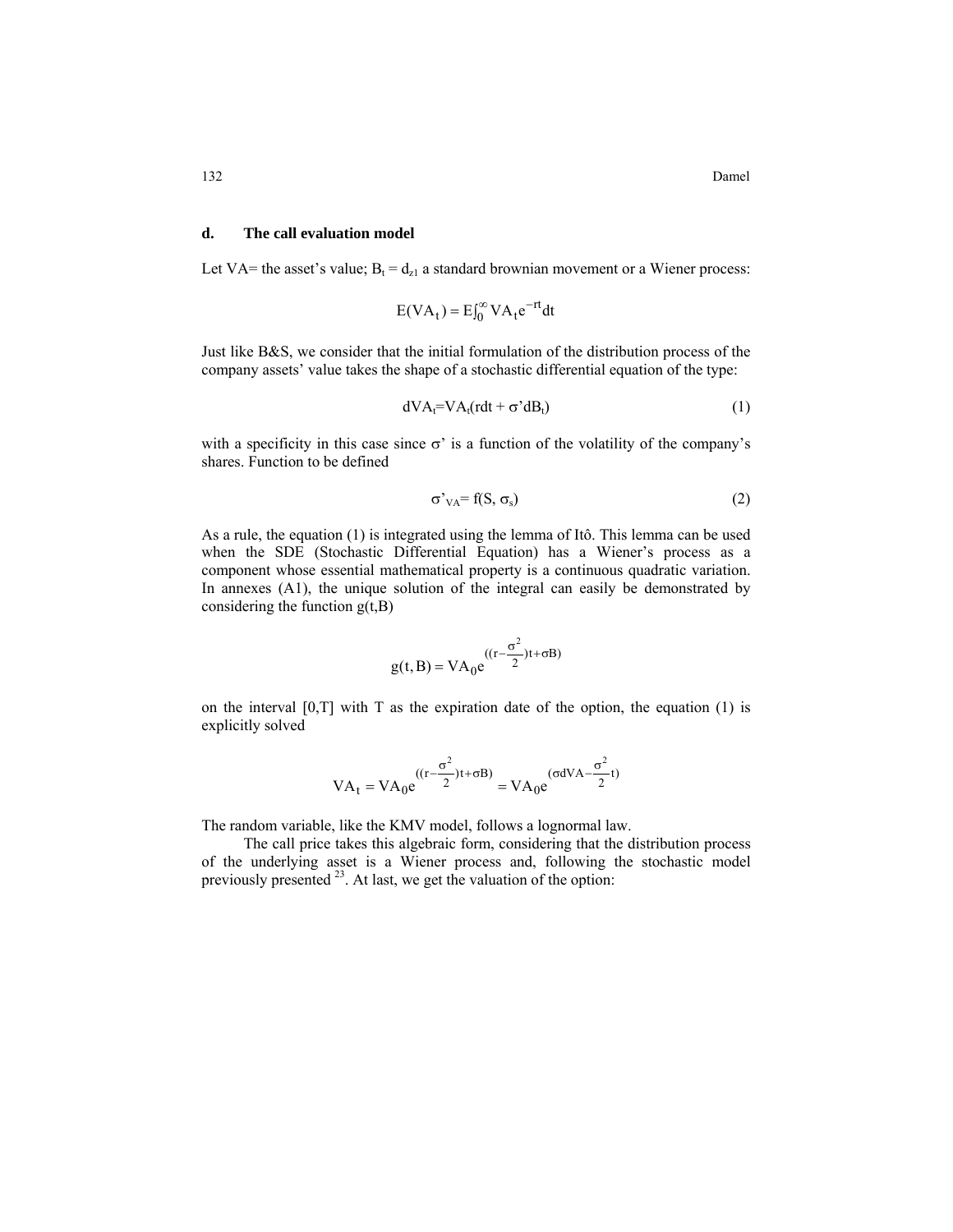### d. The call evaluation model

Let VA= the asset's value; $B_t = d_{z1}$ a standard brownian movement or a Wiener process:

$$E(VA_t) = E\int_0^\infty VA_t e^{-rt} dt$$

Just like B&S, we consider that the initial formulation of the distribution process of the company assets' value takes the shape of a stochastic differential equation of the type:

$$dVA_t = VA_t(rdt + \sigma' dB_t) \tag{1}$$

with a specificity in this case since σ' is a function of the volatility of the company's shares. Function to be defined

$$\sigma'_{VA} = f(S, \sigma_s) \tag{2}$$

As a rule, the equation (1) is integrated using the lemma of Itô. This lemma can be used when the SDE (Stochastic Differential Equation) has a Wiener's process as a component whose essential mathematical property is a continuous quadratic variation. In annexes (A1), the unique solution of the integral can easily be demonstrated by considering the function g(t,B)

$$g(t,B) = VA_0 e^{((r - \frac{\sigma^2}{2})t + \sigma B)}$$

on the interval [0,T] with T as the expiration date of the option, the equation (1) is explicitly solved

$$VA_t = VA_0 e^{((r - \frac{\sigma^2}{2})t + \sigma B)} = VA_0 e^{(\sigma dVA - \frac{\sigma^2}{2} t)}$$

The random variable, like the KMV model, follows a lognormal law.

The call price takes this algebraic form, considering that the distribution process of the underlying asset is a Wiener process and, following the stochastic model previously presented [23]. At last, we get the valuation of the option: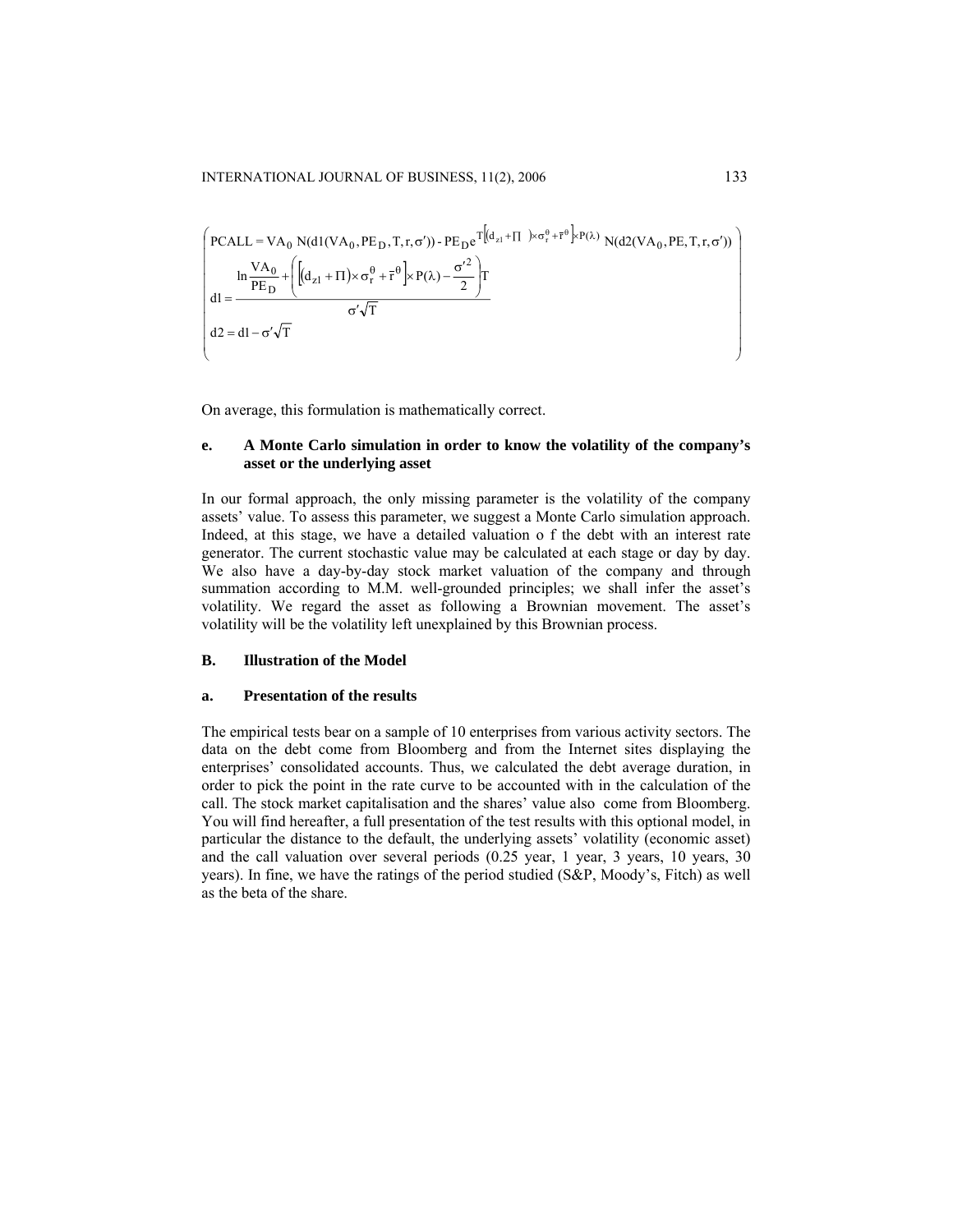$$
\left(
\begin{array}{l}
\text{PCALL} = \text{VA}_0 \; N(d1(\text{VA}_0, \text{PE}_D, T, r, \sigma')) - \text{PE}_D e^{T\left[\left(d_{z1} + \Pi\right) \times \sigma_r^{\theta} + \bar{r}^{\theta}\right] \times P(\lambda)} \; N(d2(\text{VA}_0, \text{PE}, T, r, \sigma')) \\
d1 = \dfrac{\ln \dfrac{\text{VA}_0}{\text{PE}_D} + \left(\left[\left(d_{z1} + \Pi\right) \times \sigma_r^{\theta} + \bar{r}^{\theta}\right] \times P(\lambda) - \dfrac{\sigma'^2}{2}\right) T}{\sigma' \sqrt{T}} \\
d2 = d1 - \sigma' \sqrt{T}
\end{array}
\right)
$$

On average, this formulation is mathematically correct.

### e. A Monte Carlo simulation in order to know the volatility of the company's asset or the underlying asset

In our formal approach, the only missing parameter is the volatility of the company assets' value. To assess this parameter, we suggest a Monte Carlo simulation approach. Indeed, at this stage, we have a detailed valuation o f the debt with an interest rate generator. The current stochastic value may be calculated at each stage or day by day. We also have a day-by-day stock market valuation of the company and through summation according to M.M. well-grounded principles; we shall infer the asset's volatility. We regard the asset as following a Brownian movement. The asset's volatility will be the volatility left unexplained by this Brownian process.

## B. Illustration of the Model

### a. Presentation of the results

The empirical tests bear on a sample of 10 enterprises from various activity sectors. The data on the debt come from Bloomberg and from the Internet sites displaying the enterprises' consolidated accounts. Thus, we calculated the debt average duration, in order to pick the point in the rate curve to be accounted with in the calculation of the call. The stock market capitalisation and the shares' value also come from Bloomberg. You will find hereafter, a full presentation of the test results with this optional model, in particular the distance to the default, the underlying assets' volatility (economic asset) and the call valuation over several periods (0.25 year, 1 year, 3 years, 10 years, 30 years). In fine, we have the ratings of the period studied (S&P, Moody's, Fitch) as well as the beta of the share.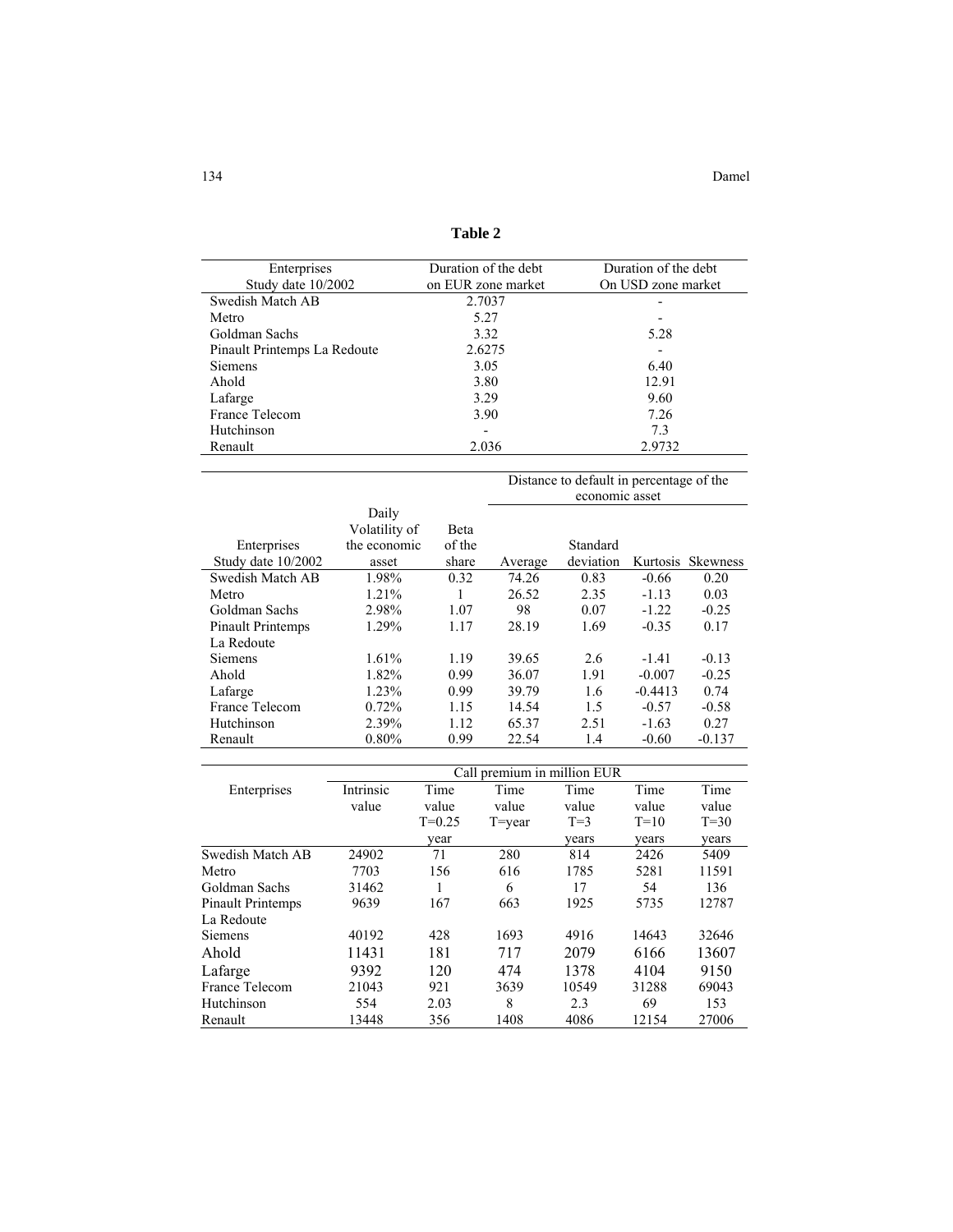**Table 2**

| Enterprises Study date 10/2002 | Duration of the debt on EUR zone market | Duration of the debt On USD zone market |
|---|---|---|
| Swedish Match AB | 2.7037 | - |
| Metro | 5.27 | - |
| Goldman Sachs | 3.32 | 5.28 |
| Pinault Printemps La Redoute | 2.6275 | - |
| Siemens | 3.05 | 6.40 |
| Ahold | 3.80 | 12.91 |
| Lafarge | 3.29 | 9.60 |
| France Telecom | 3.90 | 7.26 |
| Hutchinson | - | 7.3 |
| Renault | 2.036 | 2.9732 |

| | | | Distance to default in percentage of the economic asset | | | |
|---|---|---|---|---|---|---|
| Enterprises Study date 10/2002 | Daily Volatility of the economic asset | Beta of the share | Average | Standard deviation | Kurtosis | Skewness |
| Swedish Match AB | 1.98% | 0.32 | 74.26 | 0.83 | -0.66 | 0.20 |
| Metro | 1.21% | 1 | 26.52 | 2.35 | -1.13 | 0.03 |
| Goldman Sachs | 2.98% | 1.07 | 98 | 0.07 | -1.22 | -0.25 |
| Pinault Printemps La Redoute | 1.29% | 1.17 | 28.19 | 1.69 | -0.35 | 0.17 |
| Siemens | 1.61% | 1.19 | 39.65 | 2.6 | -1.41 | -0.13 |
| Ahold | 1.82% | 0.99 | 36.07 | 1.91 | -0.007 | -0.25 |
| Lafarge | 1.23% | 0.99 | 39.79 | 1.6 | -0.4413 | 0.74 |
| France Telecom | 0.72% | 1.15 | 14.54 | 1.5 | -0.57 | -0.58 |
| Hutchinson | 2.39% | 1.12 | 65.37 | 2.51 | -1.63 | 0.27 |
| Renault | 0.80% | 0.99 | 22.54 | 1.4 | -0.60 | -0.137 |

| Enterprises | Call premium in million EUR | | | | | |
|---|---|---|---|---|---|---|
| | Intrinsic value | Time value T=0.25 year | Time value T=year | Time value T=3 years | Time value T=10 years | Time value T=30 years |
| Swedish Match AB | 24902 | 71 | 280 | 814 | 2426 | 5409 |
| Metro | 7703 | 156 | 616 | 1785 | 5281 | 11591 |
| Goldman Sachs | 31462 | 1 | 6 | 17 | 54 | 136 |
| Pinault Printemps La Redoute | 9639 | 167 | 663 | 1925 | 5735 | 12787 |
| Siemens | 40192 | 428 | 1693 | 4916 | 14643 | 32646 |
| Ahold | 11431 | 181 | 717 | 2079 | 6166 | 13607 |
| Lafarge | 9392 | 120 | 474 | 1378 | 4104 | 9150 |
| France Telecom | 21043 | 921 | 3639 | 10549 | 31288 | 69043 |
| Hutchinson | 554 | 2.03 | 8 | 2.3 | 69 | 153 |
| Renault | 13448 | 356 | 1408 | 4086 | 12154 | 27006 |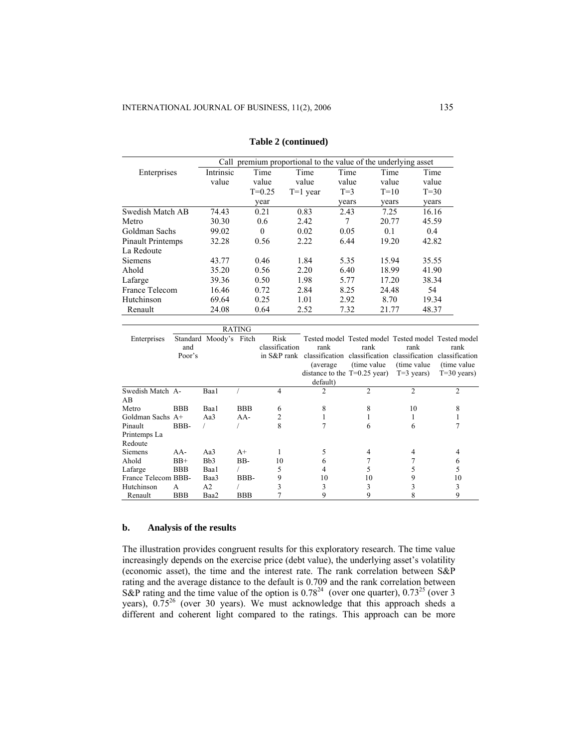**Table 2 (continued)**

| Enterprises | Call premium proportional to the value of the underlying asset | | | | | |
|---|---|---|---|---|---|---|
| | Intrinsic value | Time value T=0.25 year | Time value T=1 year | Time value T=3 years | Time value T=10 years | Time value T=30 years |
| Swedish Match AB | 74.43 | 0.21 | 0.83 | 2.43 | 7.25 | 16.16 |
| Metro | 30.30 | 0.6 | 2.42 | 7 | 20.77 | 45.59 |
| Goldman Sachs | 99.02 | 0 | 0.02 | 0.05 | 0.1 | 0.4 |
| Pinault Printemps La Redoute | 32.28 | 0.56 | 2.22 | 6.44 | 19.20 | 42.82 |
| Siemens | 43.77 | 0.46 | 1.84 | 5.35 | 15.94 | 35.55 |
| Ahold | 35.20 | 0.56 | 2.20 | 6.40 | 18.99 | 41.90 |
| Lafarge | 39.36 | 0.50 | 1.98 | 5.77 | 17.20 | 38.34 |
| France Telecom | 16.46 | 0.72 | 2.84 | 8.25 | 24.48 | 54 |
| Hutchinson | 69.64 | 0.25 | 1.01 | 2.92 | 8.70 | 19.34 |
| Renault | 24.08 | 0.64 | 2.52 | 7.32 | 21.77 | 48.37 |

| Enterprises | RATING | | | | | | | |
|---|---|---|---|---|---|---|---|---|
| | Standard and Poor's | Moody's | Fitch | Risk classification in S&P rank | Tested model rank classification (average distance to the default) | Tested model rank classification (time value T=0.25 year) | Tested model rank classification (time value T=3 years) | Tested model rank classification (time value T=30 years) |
| Swedish Match AB | A- | Baa1 | / | 4 | 2 | 2 | 2 | 2 |
| Metro | BBB | Baa1 | BBB | 6 | 8 | 8 | 10 | 8 |
| Goldman Sachs | A+ | Aa3 | AA- | 2 | 1 | 1 | 1 | 1 |
| Pinault Printemps La Redoute | BBB- | / | / | 8 | 7 | 6 | 6 | 7 |
| Siemens | AA- | Aa3 | A+ | 1 | 5 | 4 | 4 | 4 |
| Ahold | BB+ | Bb3 | BB- | 10 | 6 | 7 | 7 | 6 |
| Lafarge | BBB | Baa1 | / | 5 | 4 | 5 | 5 | 5 |
| France Telecom | BBB- | Baa3 | BBB- | 9 | 10 | 10 | 9 | 10 |
| Hutchinson | A | A2 | / | 3 | 3 | 3 | 3 | 3 |
| Renault | BBB | Baa2 | BBB | 7 | 9 | 9 | 8 | 9 |

### b. Analysis of the results

The illustration provides congruent results for this exploratory research. The time value increasingly depends on the exercise price (debt value), the underlying asset's volatility (economic asset), the time and the interest rate. The rank correlation between S&P rating and the average distance to the default is 0.709 and the rank correlation between S&P rating and the time value of the option is 0.78[24] (over one quarter), 0.73[25] (over 3 years), 0.75[26] (over 30 years). We must acknowledge that this approach sheds a different and coherent light compared to the ratings. This approach can be more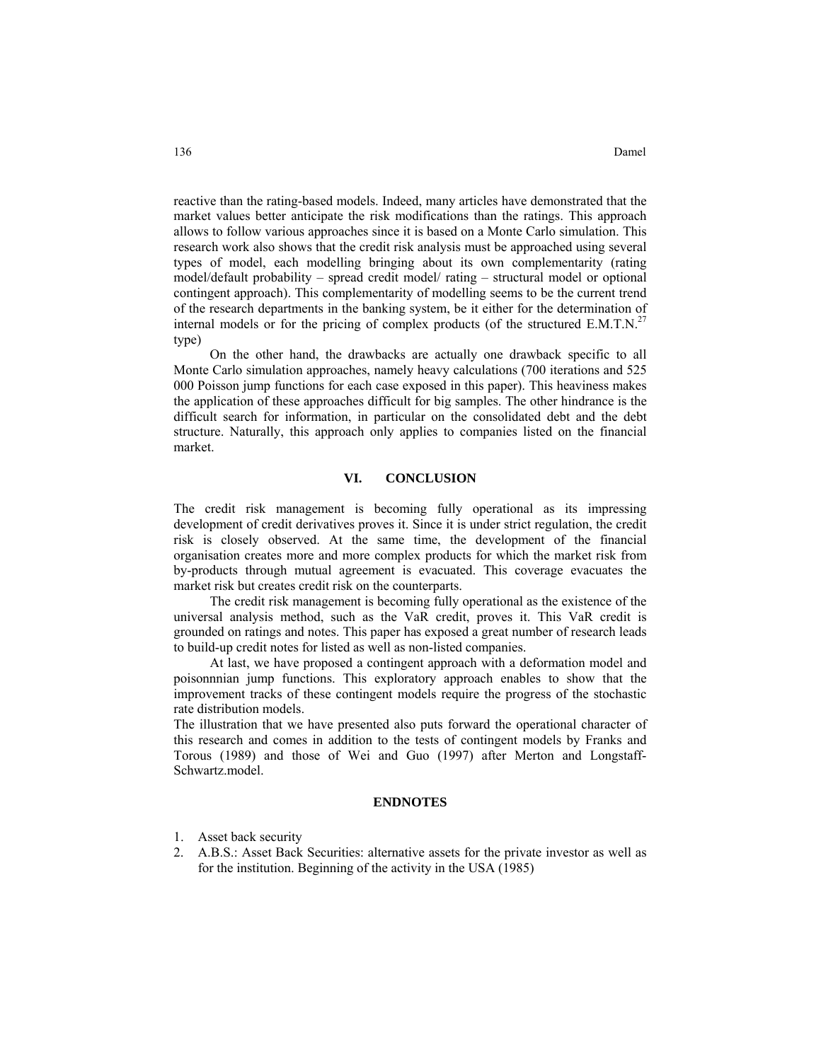reactive than the rating-based models. Indeed, many articles have demonstrated that the market values better anticipate the risk modifications than the ratings. This approach allows to follow various approaches since it is based on a Monte Carlo simulation. This research work also shows that the credit risk analysis must be approached using several types of model, each modelling bringing about its own complementarity (rating model/default probability – spread credit model/ rating – structural model or optional contingent approach). This complementarity of modelling seems to be the current trend of the research departments in the banking system, be it either for the determination of internal models or for the pricing of complex products (of the structured E.M.T.N.[27] type)

On the other hand, the drawbacks are actually one drawback specific to all Monte Carlo simulation approaches, namely heavy calculations (700 iterations and 525 000 Poisson jump functions for each case exposed in this paper). This heaviness makes the application of these approaches difficult for big samples. The other hindrance is the difficult search for information, in particular on the consolidated debt and the debt structure. Naturally, this approach only applies to companies listed on the financial market.

## VI. CONCLUSION

The credit risk management is becoming fully operational as its impressing development of credit derivatives proves it. Since it is under strict regulation, the credit risk is closely observed. At the same time, the development of the financial organisation creates more and more complex products for which the market risk from by-products through mutual agreement is evacuated. This coverage evacuates the market risk but creates credit risk on the counterparts.

The credit risk management is becoming fully operational as the existence of the universal analysis method, such as the VaR credit, proves it. This VaR credit is grounded on ratings and notes. This paper has exposed a great number of research leads to build-up credit notes for listed as well as non-listed companies.

At last, we have proposed a contingent approach with a deformation model and poisonnnian jump functions. This exploratory approach enables to show that the improvement tracks of these contingent models require the progress of the stochastic rate distribution models.

The illustration that we have presented also puts forward the operational character of this research and comes in addition to the tests of contingent models by Franks and Torous (1989) and those of Wei and Guo (1997) after Merton and Longstaff-Schwartz.model.

## ENDNOTES

1. Asset back security
2. A.B.S.: Asset Back Securities: alternative assets for the private investor as well as for the institution. Beginning of the activity in the USA (1985)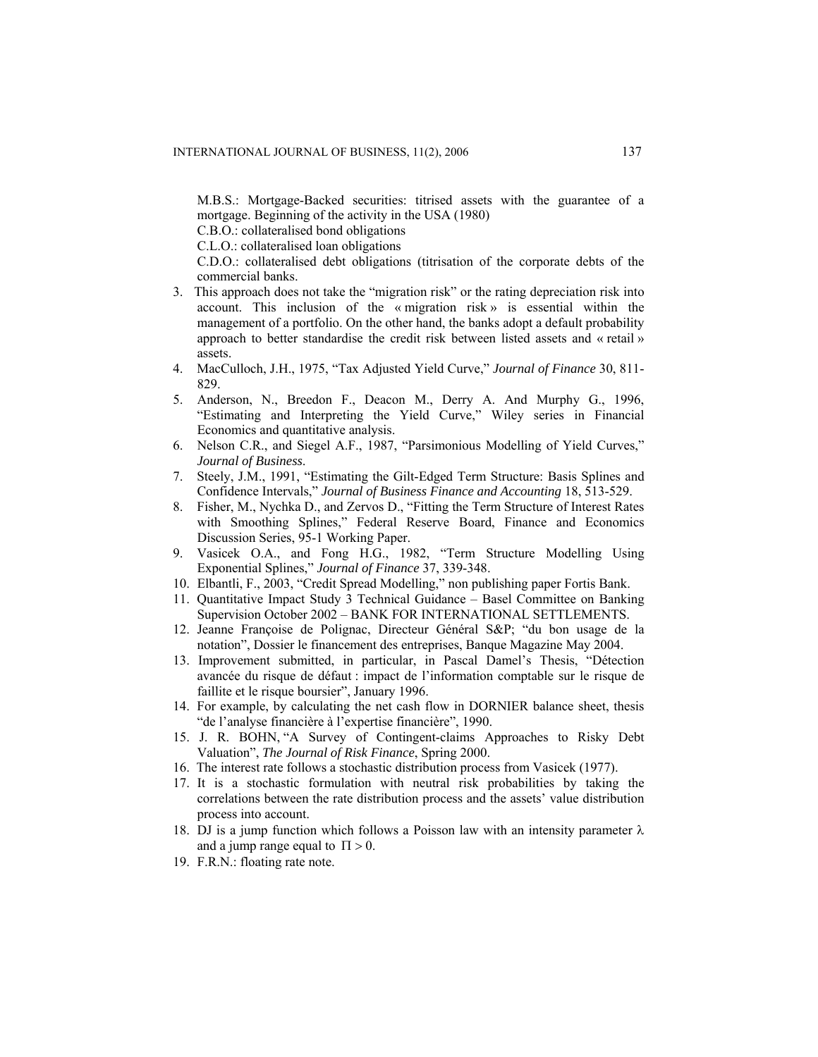M.B.S.: Mortgage-Backed securities: titrised assets with the guarantee of a mortgage. Beginning of the activity in the USA (1980)

C.B.O.: collateralised bond obligations

C.L.O.: collateralised loan obligations

C.D.O.: collateralised debt obligations (titrisation of the corporate debts of the commercial banks.

3. This approach does not take the “migration risk” or the rating depreciation risk into account. This inclusion of the « migration risk » is essential within the management of a portfolio. On the other hand, the banks adopt a default probability approach to better standardise the credit risk between listed assets and « retail » assets.
4. MacCulloch, J.H., 1975, “Tax Adjusted Yield Curve,” *Journal of Finance* 30, 811-829.
5. Anderson, N., Breedon F., Deacon M., Derry A. And Murphy G., 1996, “Estimating and Interpreting the Yield Curve,” Wiley series in Financial Economics and quantitative analysis.
6. Nelson C.R., and Siegel A.F., 1987, “Parsimonious Modelling of Yield Curves,” *Journal of Business*.
7. Steely, J.M., 1991, “Estimating the Gilt-Edged Term Structure: Basis Splines and Confidence Intervals,” *Journal of Business Finance and Accounting* 18, 513-529.
8. Fisher, M., Nychka D., and Zervos D., “Fitting the Term Structure of Interest Rates with Smoothing Splines,” Federal Reserve Board, Finance and Economics Discussion Series, 95-1 Working Paper.
9. Vasicek O.A., and Fong H.G., 1982, “Term Structure Modelling Using Exponential Splines,” *Journal of Finance* 37, 339-348.
10. Elbantli, F., 2003, “Credit Spread Modelling,” non publishing paper Fortis Bank.
11. Quantitative Impact Study 3 Technical Guidance – Basel Committee on Banking Supervision October 2002 – BANK FOR INTERNATIONAL SETTLEMENTS.
12. Jeanne Françoise de Polignac, Directeur Général S&P; “du bon usage de la notation”, Dossier le financement des entreprises, Banque Magazine May 2004.
13. Improvement submitted, in particular, in Pascal Damel’s Thesis, “Détection avancée du risque de défaut : impact de l’information comptable sur le risque de faillite et le risque boursier”, January 1996.
14. For example, by calculating the net cash flow in DORNIER balance sheet, thesis “de l’analyse financière à l’expertise financière”, 1990.
15. J. R. BOHN, “A Survey of Contingent-claims Approaches to Risky Debt Valuation”, *The Journal of Risk Finance*, Spring 2000.
16. The interest rate follows a stochastic distribution process from Vasicek (1977).
17. It is a stochastic formulation with neutral risk probabilities by taking the correlations between the rate distribution process and the assets’ value distribution process into account.
18. DJ is a jump function which follows a Poisson law with an intensity parameter $\lambda$ and a jump range equal to $\Pi > 0$.
19. F.R.N.: floating rate note.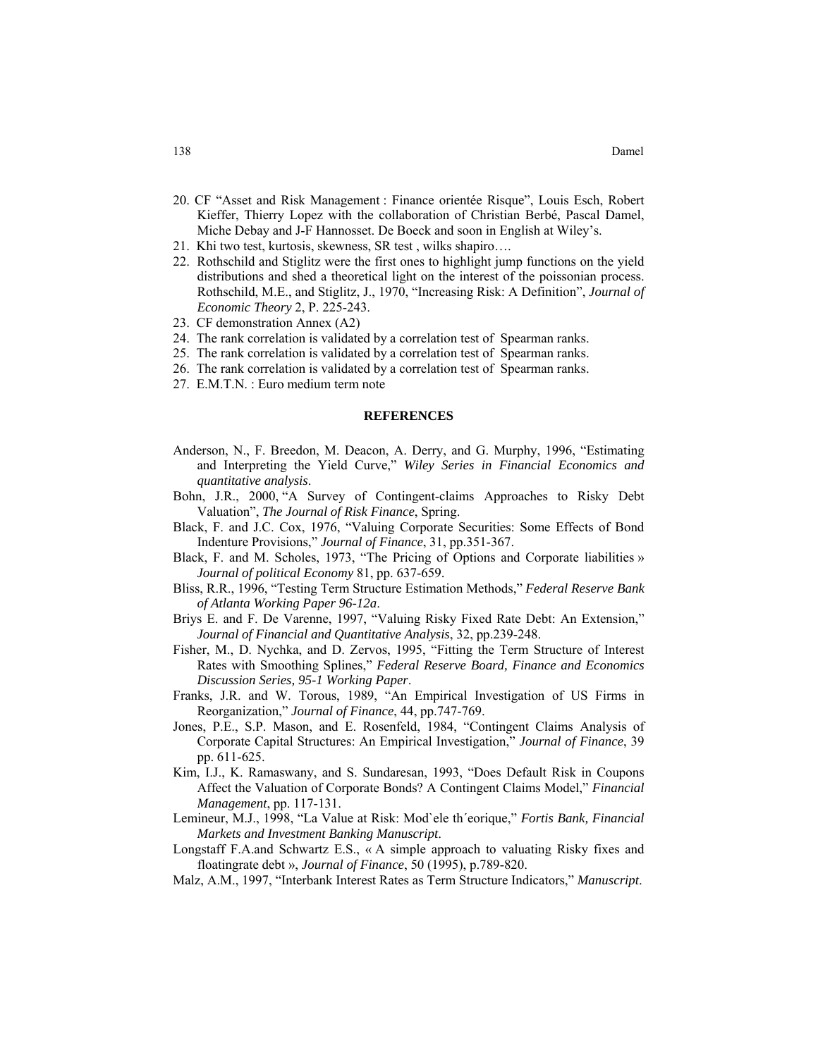20. CF "Asset and Risk Management : Finance orientée Risque", Louis Esch, Robert Kieffer, Thierry Lopez with the collaboration of Christian Berbé, Pascal Damel, Miche Debay and J-F Hannosset. De Boeck and soon in English at Wiley's.
21. Khi two test, kurtosis, skewness, SR test , wilks shapiro….
22. Rothschild and Stiglitz were the first ones to highlight jump functions on the yield distributions and shed a theoretical light on the interest of the poissonian process. Rothschild, M.E., and Stiglitz, J., 1970, "Increasing Risk: A Definition", *Journal of Economic Theory* 2, P. 225-243.
23. CF demonstration Annex (A2)
24. The rank correlation is validated by a correlation test of Spearman ranks.
25. The rank correlation is validated by a correlation test of Spearman ranks.
26. The rank correlation is validated by a correlation test of Spearman ranks.
27. E.M.T.N. : Euro medium term note

## REFERENCES

Anderson, N., F. Breedon, M. Deacon, A. Derry, and G. Murphy, 1996, "Estimating and Interpreting the Yield Curve," *Wiley Series in Financial Economics and quantitative analysis*.

Bohn, J.R., 2000, "A Survey of Contingent-claims Approaches to Risky Debt Valuation", *The Journal of Risk Finance*, Spring.

Black, F. and J.C. Cox, 1976, "Valuing Corporate Securities: Some Effects of Bond Indenture Provisions," *Journal of Finance*, 31, pp.351-367.

Black, F. and M. Scholes, 1973, "The Pricing of Options and Corporate liabilities » *Journal of political Economy* 81, pp. 637-659.

Bliss, R.R., 1996, "Testing Term Structure Estimation Methods," *Federal Reserve Bank of Atlanta Working Paper 96-12a*.

Briys E. and F. De Varenne, 1997, "Valuing Risky Fixed Rate Debt: An Extension," *Journal of Financial and Quantitative Analysis*, 32, pp.239-248.

Fisher, M., D. Nychka, and D. Zervos, 1995, "Fitting the Term Structure of Interest Rates with Smoothing Splines," *Federal Reserve Board, Finance and Economics Discussion Series, 95-1 Working Paper*.

Franks, J.R. and W. Torous, 1989, "An Empirical Investigation of US Firms in Reorganization," *Journal of Finance*, 44, pp.747-769.

Jones, P.E., S.P. Mason, and E. Rosenfeld, 1984, "Contingent Claims Analysis of Corporate Capital Structures: An Empirical Investigation," *Journal of Finance*, 39 pp. 611-625.

Kim, I.J., K. Ramaswany, and S. Sundaresan, 1993, "Does Default Risk in Coupons Affect the Valuation of Corporate Bonds? A Contingent Claims Model," *Financial Management*, pp. 117-131.

Lemineur, M.J., 1998, "La Value at Risk: Mod`ele th´eorique," *Fortis Bank, Financial Markets and Investment Banking Manuscript*.

Longstaff F.A.and Schwartz E.S., « A simple approach to valuating Risky fixes and floatingrate debt », *Journal of Finance*, 50 (1995), p.789-820.

Malz, A.M., 1997, "Interbank Interest Rates as Term Structure Indicators," *Manuscript*.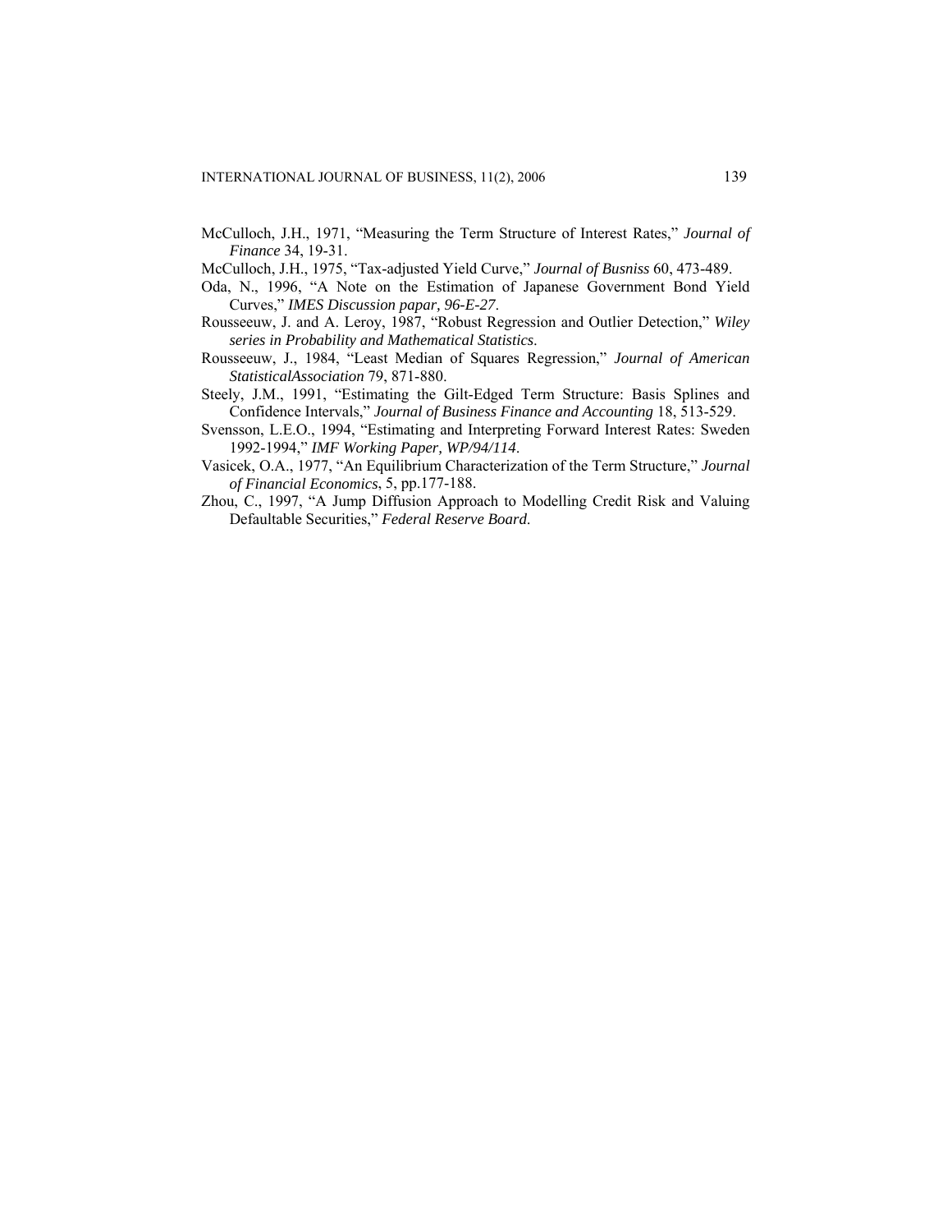McCulloch, J.H., 1971, "Measuring the Term Structure of Interest Rates," *Journal of Finance* 34, 19-31.

McCulloch, J.H., 1975, "Tax-adjusted Yield Curve," *Journal of Busniss* 60, 473-489.

Oda, N., 1996, "A Note on the Estimation of Japanese Government Bond Yield Curves," *IMES Discussion papar, 96-E-27*.

Rousseeuw, J. and A. Leroy, 1987, "Robust Regression and Outlier Detection," *Wiley series in Probability and Mathematical Statistics*.

Rousseeuw, J., 1984, "Least Median of Squares Regression," *Journal of American StatisticalAssociation* 79, 871-880.

Steely, J.M., 1991, "Estimating the Gilt-Edged Term Structure: Basis Splines and Confidence Intervals," *Journal of Business Finance and Accounting* 18, 513-529.

Svensson, L.E.O., 1994, "Estimating and Interpreting Forward Interest Rates: Sweden 1992-1994," *IMF Working Paper, WP/94/114*.

Vasicek, O.A., 1977, "An Equilibrium Characterization of the Term Structure," *Journal of Financial Economics*, 5, pp.177-188.

Zhou, C., 1997, "A Jump Diffusion Approach to Modelling Credit Risk and Valuing Defaultable Securities," *Federal Reserve Board*.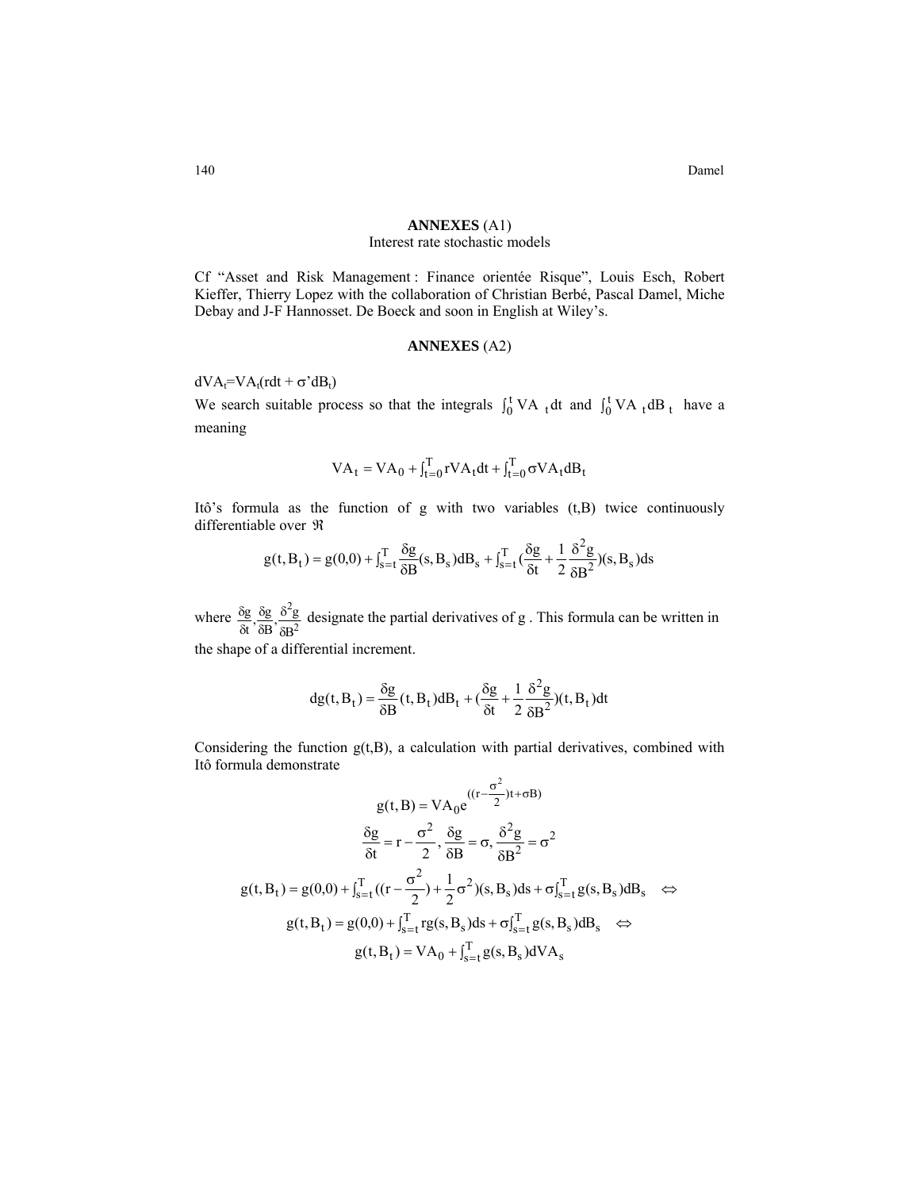**ANNEXES** (A1)

Interest rate stochastic models

Cf "Asset and Risk Management : Finance orientée Risque", Louis Esch, Robert Kieffer, Thierry Lopez with the collaboration of Christian Berbé, Pascal Damel, Miche Debay and J-F Hannosset. De Boeck and soon in English at Wiley's.

**ANNEXES** (A2)

$dVA_t = VA_t(rdt + \sigma' dB_t)$

We search suitable process so that the integrals $\int_0^t VA_t dt$ and $\int_0^t VA_t dB_t$ have a meaning

$$VA_t = VA_0 + \int_{t=0}^{T} rVA_t dt + \int_{t=0}^{T} \sigma VA_t dB_t$$

Itô's formula as the function of g with two variables (t,B) twice continuously differentiable over $\Re$

$$g(t, B_t) = g(0,0) + \int_{s=t}^{T} \frac{\delta g}{\delta B}(s, B_s) dB_s + \int_{s=t}^{T} \left(\frac{\delta g}{\delta t} + \frac{1}{2}\frac{\delta^2 g}{\delta B^2}\right)(s, B_s) ds$$

where $\frac{\delta g}{\delta t}, \frac{\delta g}{\delta B}, \frac{\delta^2 g}{\delta B^2}$ designate the partial derivatives of g . This formula can be written in the shape of a differential increment.

$$dg(t, B_t) = \frac{\delta g}{\delta B}(t, B_t) dB_t + \left(\frac{\delta g}{\delta t} + \frac{1}{2}\frac{\delta^2 g}{\delta B^2}\right)(t, B_t) dt$$

Considering the function g(t,B), a calculation with partial derivatives, combined with Itô formula demonstrate

$$g(t, B) = VA_0 e^{((r - \frac{\sigma^2}{2})t + \sigma B)}$$

$$\frac{\delta g}{\delta t} = r - \frac{\sigma^2}{2}, \frac{\delta g}{\delta B} = \sigma, \frac{\delta^2 g}{\delta B^2} = \sigma^2$$

$$g(t, B_t) = g(0,0) + \int_{s=t}^{T} \left(\left(r - \frac{\sigma^2}{2}\right) + \frac{1}{2}\sigma^2\right)(s, B_s) ds + \sigma \int_{s=t}^{T} g(s, B_s) dB_s \quad \Leftrightarrow$$

$$g(t, B_t) = g(0,0) + \int_{s=t}^{T} rg(s, B_s) ds + \sigma \int_{s=t}^{T} g(s, B_s) dB_s \quad \Leftrightarrow$$

$$g(t, B_t) = VA_0 + \int_{s=t}^{T} g(s, B_s) dVA_s$$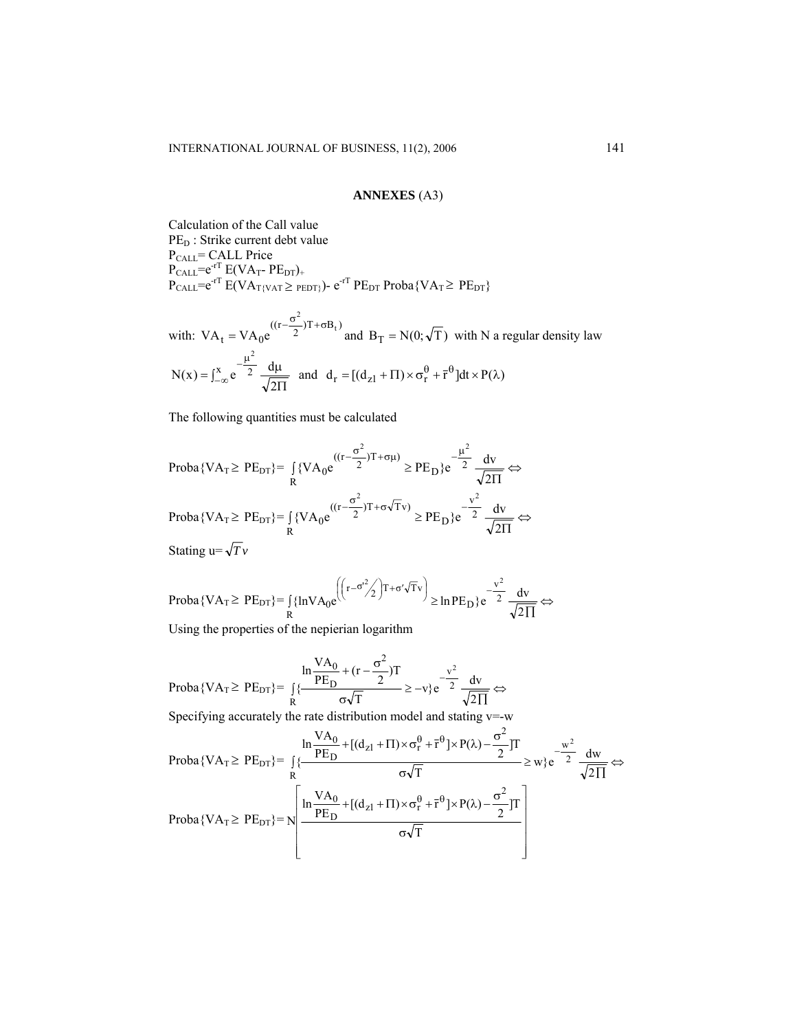## ANNEXES (A3)

Calculation of the Call value

$PE_D$ : Strike current debt value

$P_{CALL}$= CALL Price

$P_{CALL}=e^{-rT}\,E(VA_T - PE_{DT})_+$

$P_{CALL}=e^{-rT}\,E(VA_{T\{VAT \geq PEDT\}}) - e^{-rT}\,PE_{DT}\,\text{Proba}\{VA_T \geq PE_{DT}\}$

with: $VA_t = VA_0 e^{((r-\frac{\sigma^2}{2})T+\sigma B_t)}$ and $B_T = N(0;\sqrt{T})$ with N a regular density law

$$N(x) = \int_{-\infty}^{x} e^{-\frac{\mu^2}{2}} \frac{d\mu}{\sqrt{2\Pi}} \quad \text{and} \quad d_r = [(d_{zI} + \Pi) \times \sigma_r^{\theta} + \bar{r}^{\theta}]dt \times P(\lambda)$$

The following quantities must be calculated

$$\text{Proba}\{VA_T \geq PE_{DT}\} = \int_R \{VA_0 e^{((r-\frac{\sigma^2}{2})T+\sigma\mu)} \geq PE_D\} e^{-\frac{\mu^2}{2}} \frac{dv}{\sqrt{2\Pi}} \Leftrightarrow$$

$$\text{Proba}\{VA_T \geq PE_{DT}\} = \int_R \{VA_0 e^{((r-\frac{\sigma^2}{2})T+\sigma\sqrt{T}v)} \geq PE_D\} e^{-\frac{v^2}{2}} \frac{dv}{\sqrt{2\Pi}} \Leftrightarrow$$

Stating $u=\sqrt{T}v$

$$\text{Proba}\{VA_T \geq PE_{DT}\} = \int_R \{\ln VA_0 e^{\left(\left(r-\sigma'^2/2\right)T+\sigma'\sqrt{T}v\right)} \geq \ln PE_D\} e^{-\frac{v^2}{2}} \frac{dv}{\sqrt{2\Pi}} \Leftrightarrow$$

Using the properties of the nepierian logarithm

$$\text{Proba}\{VA_T \geq PE_{DT}\} = \int_R \{\frac{\ln\frac{VA_0}{PE_D} + (r-\frac{\sigma^2}{2})T}{\sigma\sqrt{T}} \geq -v\} e^{-\frac{v^2}{2}} \frac{dv}{\sqrt{2\Pi}} \Leftrightarrow$$

Specifying accurately the rate distribution model and stating v=-w

$$\text{Proba}\{VA_T \geq PE_{DT}\} = \int_R \{\frac{\ln\frac{VA_0}{PE_D} + [(d_{zI} + \Pi) \times \sigma_r^{\theta} + \bar{r}^{\theta}] \times P(\lambda) - \frac{\sigma^2}{2}]T}{\sigma\sqrt{T}} \geq w\} e^{-\frac{w^2}{2}} \frac{dw}{\sqrt{2\Pi}} \Leftrightarrow$$

$$\text{Proba}\{VA_T \geq PE_{DT}\} = N\left[\frac{\ln\frac{VA_0}{PE_D} + [(d_{zI} + \Pi) \times \sigma_r^{\theta} + \bar{r}^{\theta}] \times P(\lambda) - \frac{\sigma^2}{2}]T}{\sigma\sqrt{T}}\right]$$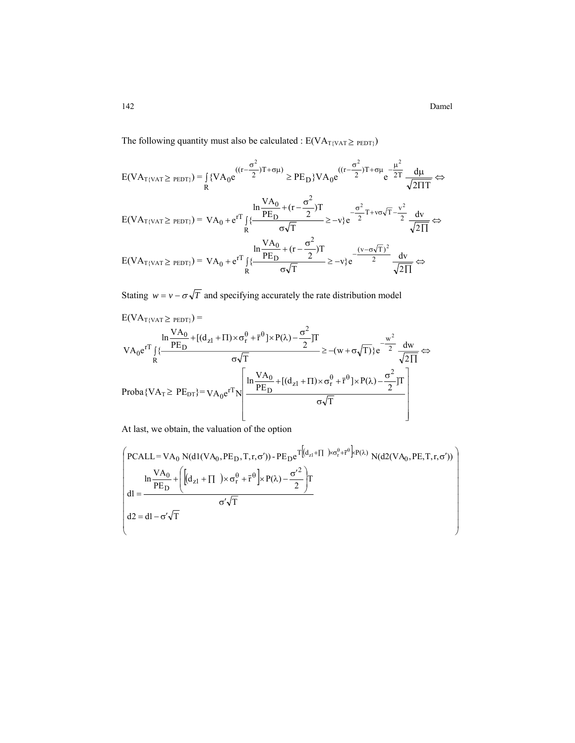The following quantity must also be calculated : $E(VA_{T\{VAT \geq PEDT\}})$

$$E(VA_{T\{VAT \geq PEDT\}}) = \int_R \{VA_0 e^{((r-\frac{\sigma^2}{2})T+\sigma\mu)} \geq PE_D\} VA_0 e^{((r-\frac{\sigma^2}{2})T+\sigma\mu} e^{-\frac{\mu^2}{2T}} \frac{d\mu}{\sqrt{2\Pi T}} \Leftrightarrow$$

$$E(VA_{T\{VAT \geq PEDT\}}) = VA_0 + e^{rT} \int_R \{\frac{\ln\frac{VA_0}{PE_D} + (r - \frac{\sigma^2}{2})T}{\sigma\sqrt{T}} \geq -v\} e^{-\frac{\sigma^2}{2}T + v\sigma\sqrt{T} - \frac{v^2}{2}} \frac{dv}{\sqrt{2\Pi}} \Leftrightarrow$$

$$E(VA_{T\{VAT \geq PEDT\}}) = VA_0 + e^{rT} \int_R \{\frac{\ln\frac{VA_0}{PE_D} + (r - \frac{\sigma^2}{2})T}{\sigma\sqrt{T}} \geq -v\} e^{-\frac{(v-\sigma\sqrt{T})^2}{2}} \frac{dv}{\sqrt{2\Pi}} \Leftrightarrow$$

Stating $w = v - \sigma\sqrt{T}$ and specifying accurately the rate distribution model

$$E(VA_{T\{VAT \geq PEDT\}}) =$$

$$VA_0 e^{rT} \int_R \{\frac{\ln\frac{VA_0}{PE_D} + [(d_{z1} + \Pi) \times \sigma_r^\theta + \bar{r}^\theta] \times P(\lambda) - \frac{\sigma^2}{2}]T}{\sigma\sqrt{T}} \geq -(w + \sigma\sqrt{T})\} e^{-\frac{w^2}{2}} \frac{dw}{\sqrt{2\Pi}} \Leftrightarrow$$

$$Proba\{VA_T \geq PE_{DT}\} = VA_0 e^{rT} N\left[\frac{\ln\frac{VA_0}{PE_D} + [(d_{z1} + \Pi) \times \sigma_r^\theta + \bar{r}^\theta] \times P(\lambda) - \frac{\sigma^2}{2}]T}{\sigma\sqrt{T}}\right]$$

At last, we obtain, the valuation of the option

$$\left(\begin{array}{l} PCALL = VA_0\, N(d1(VA_0, PE_D, T, r, \sigma')) - PE_D e^{T\left[(d_{z1}+\Pi)\times\sigma_r^\theta + \bar{r}^\theta\right]\times P(\lambda)}\, N(d2(VA_0, PE, T, r, \sigma')) \\ d1 = \dfrac{\ln\frac{VA_0}{PE_D} + \left(\left[(d_{z1} + \Pi) \times \sigma_r^\theta + \bar{r}^\theta\right] \times P(\lambda) - \frac{\sigma'^2}{2}\right)T}{\sigma'\sqrt{T}} \\ d2 = d1 - \sigma'\sqrt{T} \end{array}\right)$$